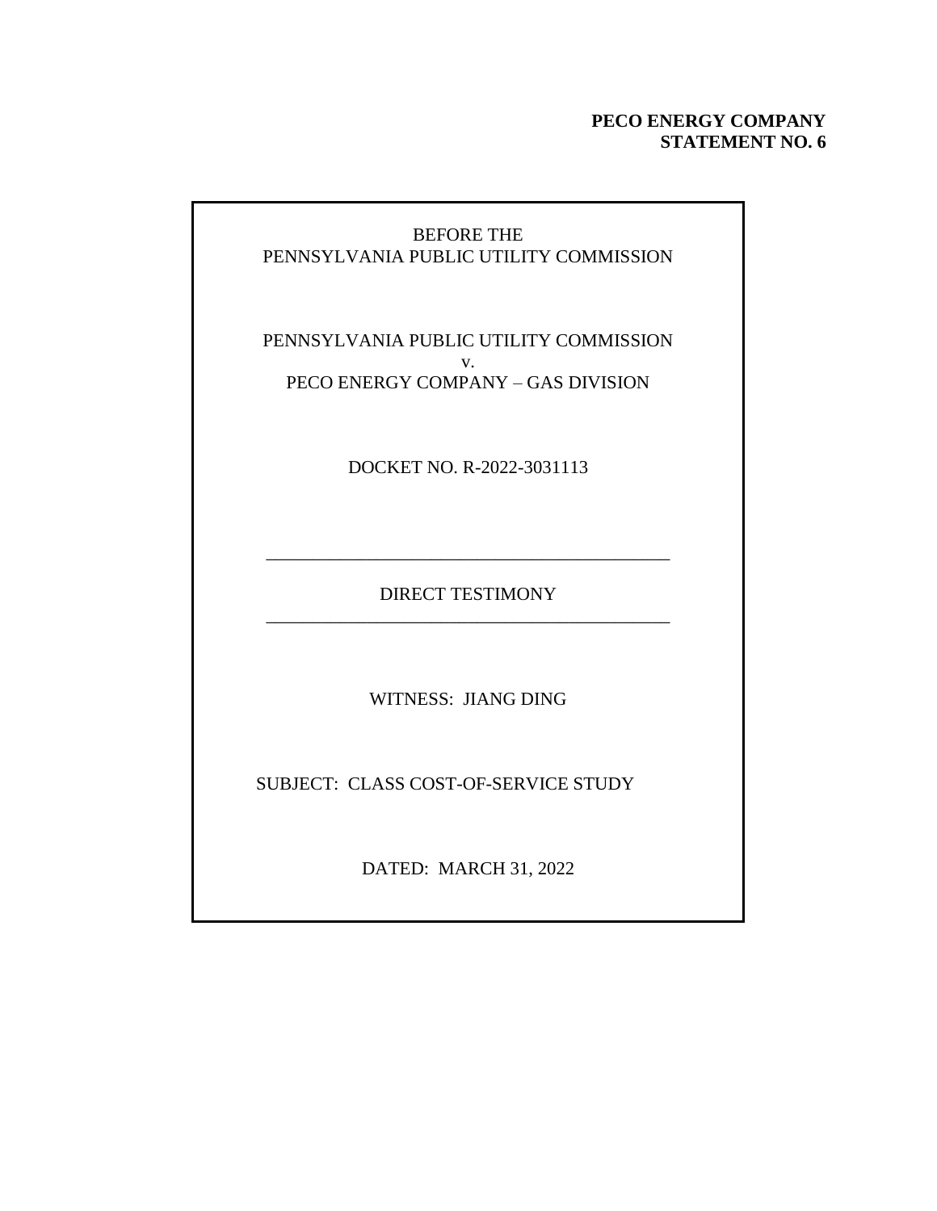**PECO ENERGY COMPANY**
**STATEMENT NO. 6**

BEFORE THE
PENNSYLVANIA PUBLIC UTILITY COMMISSION

PENNSYLVANIA PUBLIC UTILITY COMMISSION
v.
PECO ENERGY COMPANY – GAS DIVISION

DOCKET NO. R-2022-3031113

---

DIRECT TESTIMONY

---

WITNESS: JIANG DING

SUBJECT: CLASS COST-OF-SERVICE STUDY

DATED: MARCH 31, 2022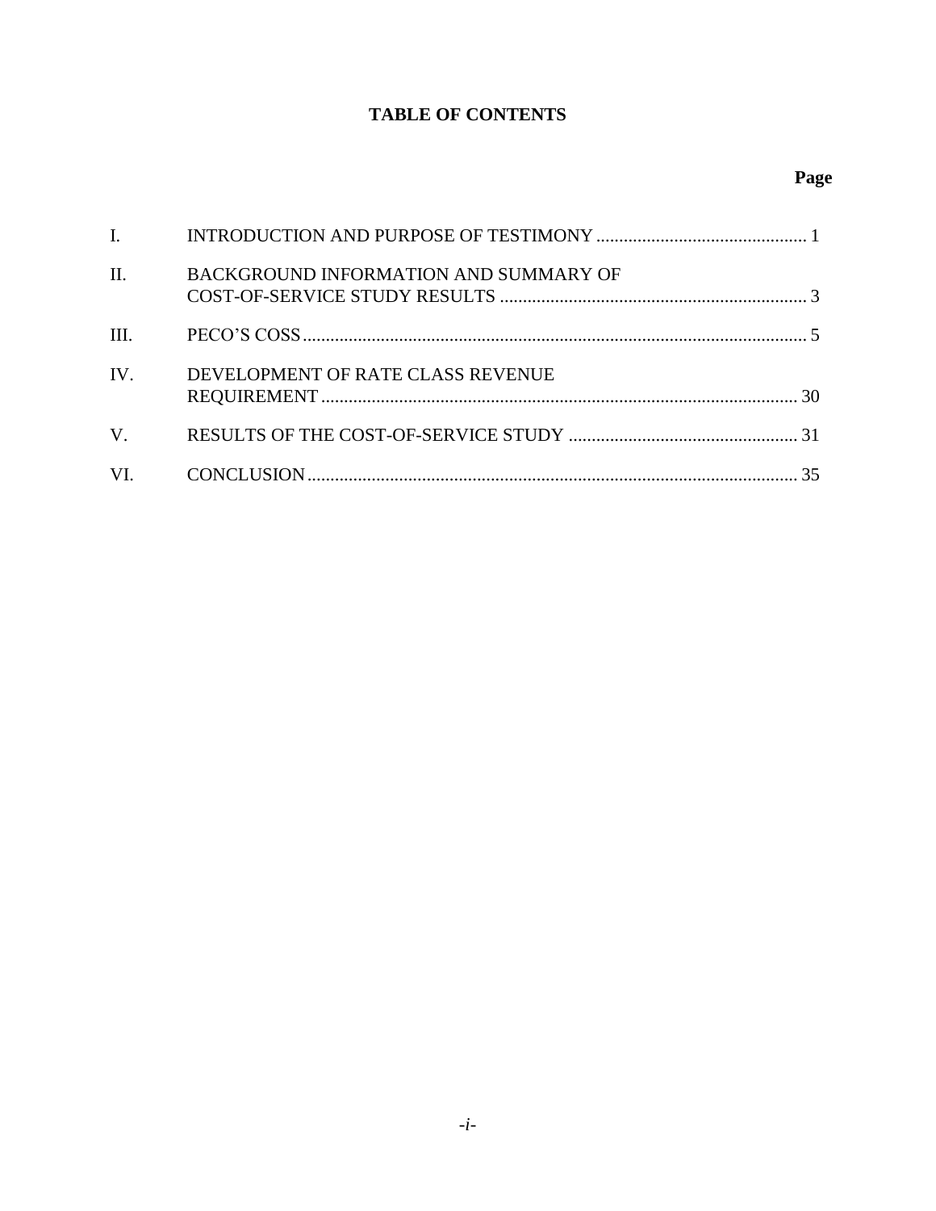# TABLE OF CONTENTS

| | | Page |
|---|---|---|
| I. | INTRODUCTION AND PURPOSE OF TESTIMONY | 1 |
| II. | BACKGROUND INFORMATION AND SUMMARY OF COST-OF-SERVICE STUDY RESULTS | 3 |
| III. | PECO'S COSS | 5 |
| IV. | DEVELOPMENT OF RATE CLASS REVENUE REQUIREMENT | 30 |
| V. | RESULTS OF THE COST-OF-SERVICE STUDY | 31 |
| VI. | CONCLUSION | 35 |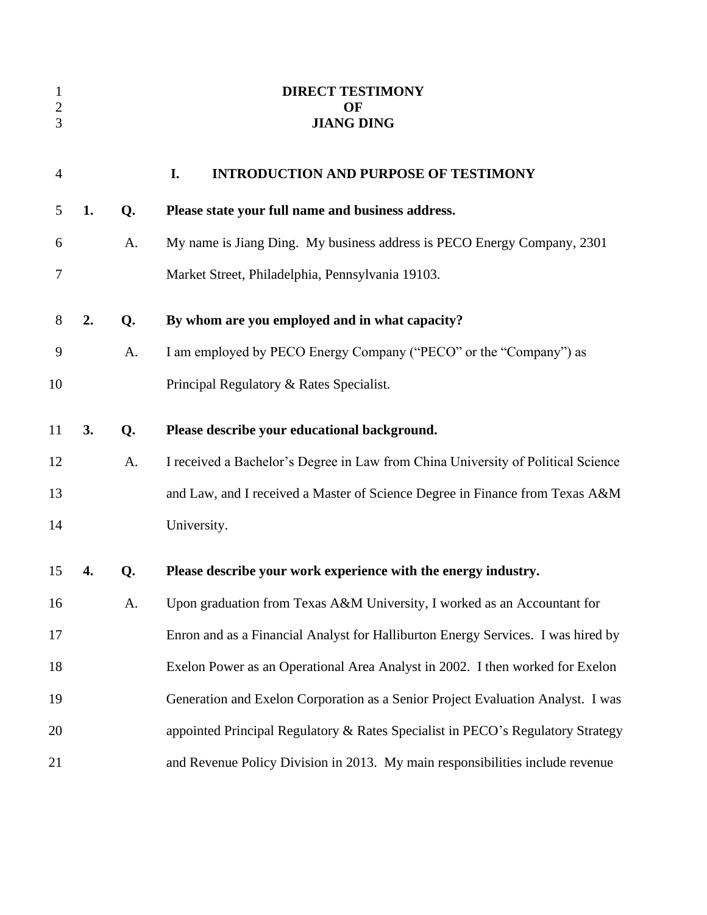# DIRECT TESTIMONY
# OF
# JIANG DING

## I. INTRODUCTION AND PURPOSE OF TESTIMONY

**1. Q. Please state your full name and business address.**

A. My name is Jiang Ding. My business address is PECO Energy Company, 2301 Market Street, Philadelphia, Pennsylvania 19103.

**2. Q. By whom are you employed and in what capacity?**

A. I am employed by PECO Energy Company ("PECO" or the "Company") as Principal Regulatory & Rates Specialist.

**3. Q. Please describe your educational background.**

A. I received a Bachelor's Degree in Law from China University of Political Science and Law, and I received a Master of Science Degree in Finance from Texas A&M University.

**4. Q. Please describe your work experience with the energy industry.**

A. Upon graduation from Texas A&M University, I worked as an Accountant for Enron and as a Financial Analyst for Halliburton Energy Services. I was hired by Exelon Power as an Operational Area Analyst in 2002. I then worked for Exelon Generation and Exelon Corporation as a Senior Project Evaluation Analyst. I was appointed Principal Regulatory & Rates Specialist in PECO's Regulatory Strategy and Revenue Policy Division in 2013. My main responsibilities include revenue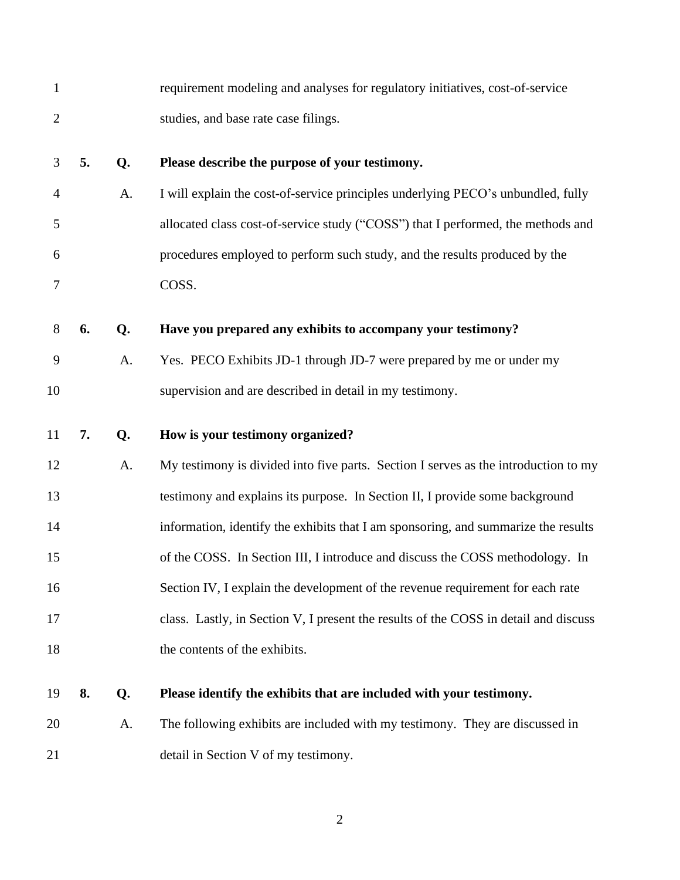requirement modeling and analyses for regulatory initiatives, cost-of-service studies, and base rate case filings.

**5. Q. Please describe the purpose of your testimony.**

A. I will explain the cost-of-service principles underlying PECO's unbundled, fully allocated class cost-of-service study ("COSS") that I performed, the methods and procedures employed to perform such study, and the results produced by the COSS.

**6. Q. Have you prepared any exhibits to accompany your testimony?**

A. Yes. PECO Exhibits JD-1 through JD-7 were prepared by me or under my supervision and are described in detail in my testimony.

**7. Q. How is your testimony organized?**

A. My testimony is divided into five parts. Section I serves as the introduction to my testimony and explains its purpose. In Section II, I provide some background information, identify the exhibits that I am sponsoring, and summarize the results of the COSS. In Section III, I introduce and discuss the COSS methodology. In Section IV, I explain the development of the revenue requirement for each rate class. Lastly, in Section V, I present the results of the COSS in detail and discuss the contents of the exhibits.

**8. Q. Please identify the exhibits that are included with your testimony.**

A. The following exhibits are included with my testimony. They are discussed in detail in Section V of my testimony.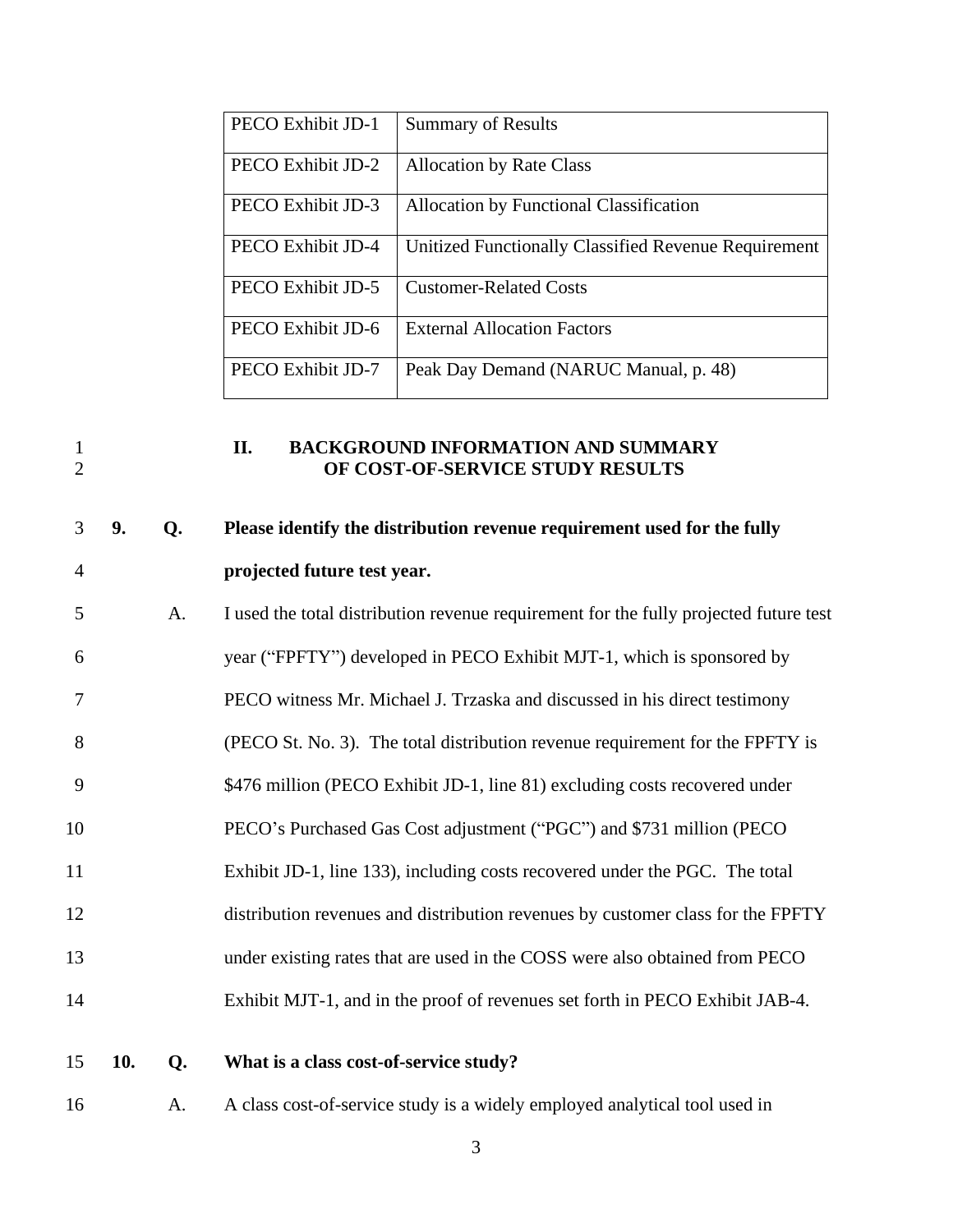| PECO Exhibit JD-1 | Summary of Results |
|---|---|
| PECO Exhibit JD-2 | Allocation by Rate Class |
| PECO Exhibit JD-3 | Allocation by Functional Classification |
| PECO Exhibit JD-4 | Unitized Functionally Classified Revenue Requirement |
| PECO Exhibit JD-5 | Customer-Related Costs |
| PECO Exhibit JD-6 | External Allocation Factors |
| PECO Exhibit JD-7 | Peak Day Demand (NARUC Manual, p. 48) |

## II. BACKGROUND INFORMATION AND SUMMARY OF COST-OF-SERVICE STUDY RESULTS

**9. Q. Please identify the distribution revenue requirement used for the fully projected future test year.**

A. I used the total distribution revenue requirement for the fully projected future test year ("FPFTY") developed in PECO Exhibit MJT-1, which is sponsored by PECO witness Mr. Michael J. Trzaska and discussed in his direct testimony (PECO St. No. 3). The total distribution revenue requirement for the FPFTY is $476 million (PECO Exhibit JD-1, line 81) excluding costs recovered under PECO's Purchased Gas Cost adjustment ("PGC") and $731 million (PECO Exhibit JD-1, line 133), including costs recovered under the PGC. The total distribution revenues and distribution revenues by customer class for the FPFTY under existing rates that are used in the COSS were also obtained from PECO Exhibit MJT-1, and in the proof of revenues set forth in PECO Exhibit JAB-4.

**10. Q. What is a class cost-of-service study?**

A. A class cost-of-service study is a widely employed analytical tool used in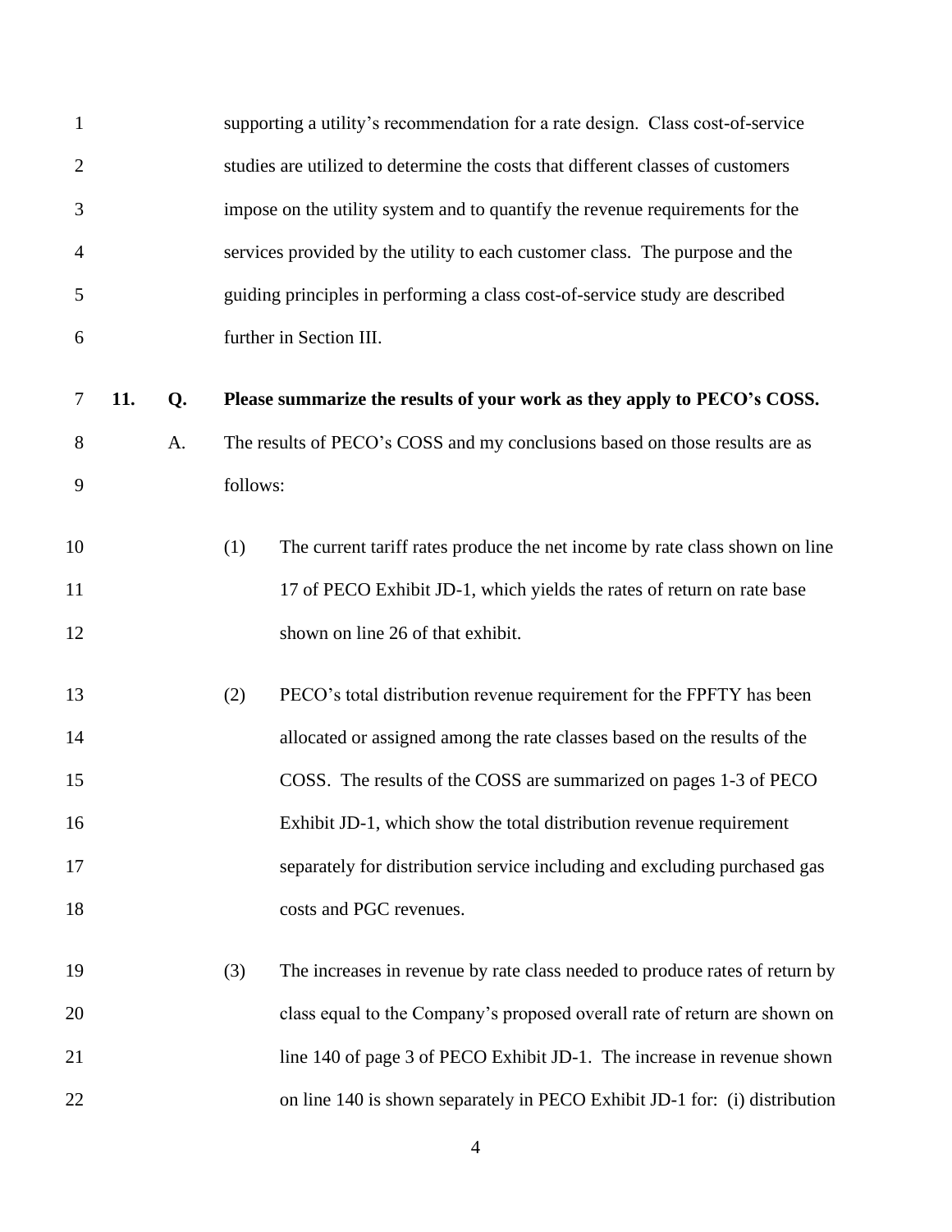supporting a utility's recommendation for a rate design. Class cost-of-service studies are utilized to determine the costs that different classes of customers impose on the utility system and to quantify the revenue requirements for the services provided by the utility to each customer class. The purpose and the guiding principles in performing a class cost-of-service study are described further in Section III.

**11. Q. Please summarize the results of your work as they apply to PECO's COSS.**

A. The results of PECO's COSS and my conclusions based on those results are as follows:

(1) The current tariff rates produce the net income by rate class shown on line 17 of PECO Exhibit JD-1, which yields the rates of return on rate base shown on line 26 of that exhibit.

(2) PECO's total distribution revenue requirement for the FPFTY has been allocated or assigned among the rate classes based on the results of the COSS. The results of the COSS are summarized on pages 1-3 of PECO Exhibit JD-1, which show the total distribution revenue requirement separately for distribution service including and excluding purchased gas costs and PGC revenues.

(3) The increases in revenue by rate class needed to produce rates of return by class equal to the Company's proposed overall rate of return are shown on line 140 of page 3 of PECO Exhibit JD-1. The increase in revenue shown on line 140 is shown separately in PECO Exhibit JD-1 for: (i) distribution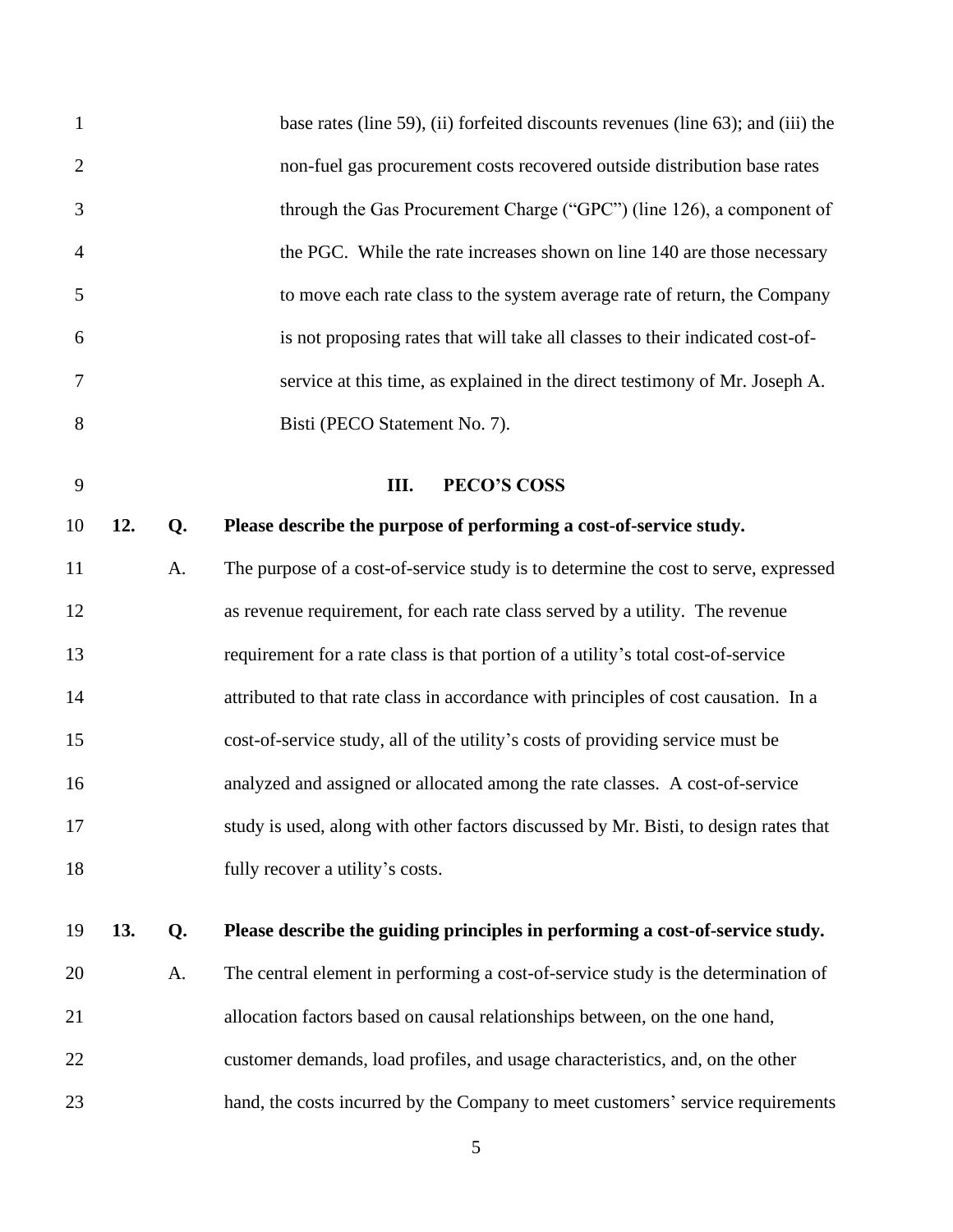base rates (line 59), (ii) forfeited discounts revenues (line 63); and (iii) the non-fuel gas procurement costs recovered outside distribution base rates through the Gas Procurement Charge ("GPC") (line 126), a component of the PGC. While the rate increases shown on line 140 are those necessary to move each rate class to the system average rate of return, the Company is not proposing rates that will take all classes to their indicated cost-of-service at this time, as explained in the direct testimony of Mr. Joseph A. Bisti (PECO Statement No. 7).

## III. PECO'S COSS

**12. Q. Please describe the purpose of performing a cost-of-service study.**

A. The purpose of a cost-of-service study is to determine the cost to serve, expressed as revenue requirement, for each rate class served by a utility. The revenue requirement for a rate class is that portion of a utility's total cost-of-service attributed to that rate class in accordance with principles of cost causation. In a cost-of-service study, all of the utility's costs of providing service must be analyzed and assigned or allocated among the rate classes. A cost-of-service study is used, along with other factors discussed by Mr. Bisti, to design rates that fully recover a utility's costs.

**13. Q. Please describe the guiding principles in performing a cost-of-service study.**

A. The central element in performing a cost-of-service study is the determination of allocation factors based on causal relationships between, on the one hand, customer demands, load profiles, and usage characteristics, and, on the other hand, the costs incurred by the Company to meet customers' service requirements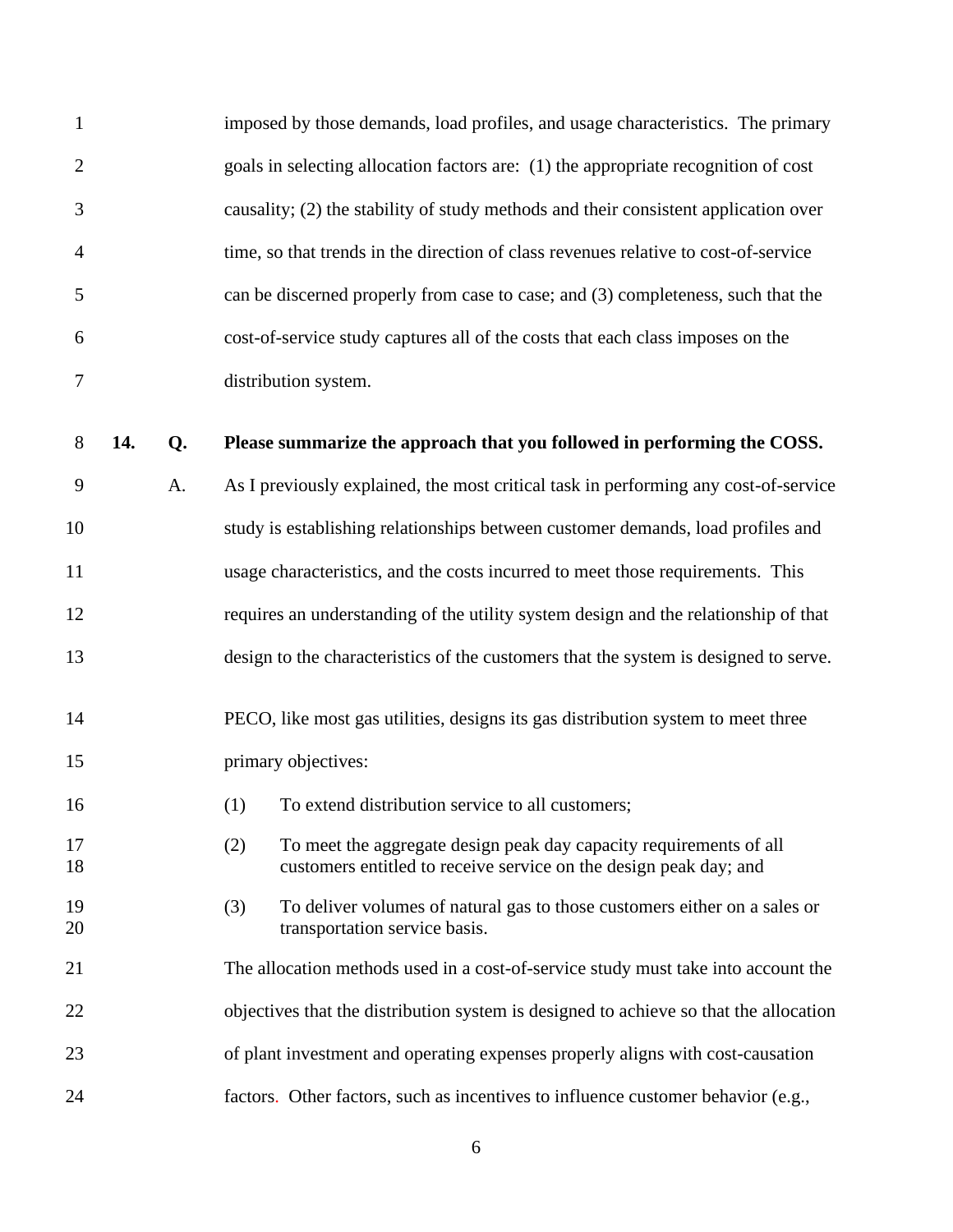imposed by those demands, load profiles, and usage characteristics. The primary goals in selecting allocation factors are: (1) the appropriate recognition of cost causality; (2) the stability of study methods and their consistent application over time, so that trends in the direction of class revenues relative to cost-of-service can be discerned properly from case to case; and (3) completeness, such that the cost-of-service study captures all of the costs that each class imposes on the distribution system.

**14. Q. Please summarize the approach that you followed in performing the COSS.**

A. As I previously explained, the most critical task in performing any cost-of-service study is establishing relationships between customer demands, load profiles and usage characteristics, and the costs incurred to meet those requirements. This requires an understanding of the utility system design and the relationship of that design to the characteristics of the customers that the system is designed to serve.

PECO, like most gas utilities, designs its gas distribution system to meet three primary objectives:

(1) To extend distribution service to all customers;

(2) To meet the aggregate design peak day capacity requirements of all customers entitled to receive service on the design peak day; and

(3) To deliver volumes of natural gas to those customers either on a sales or transportation service basis.

The allocation methods used in a cost-of-service study must take into account the objectives that the distribution system is designed to achieve so that the allocation of plant investment and operating expenses properly aligns with cost-causation factors. Other factors, such as incentives to influence customer behavior (e.g.,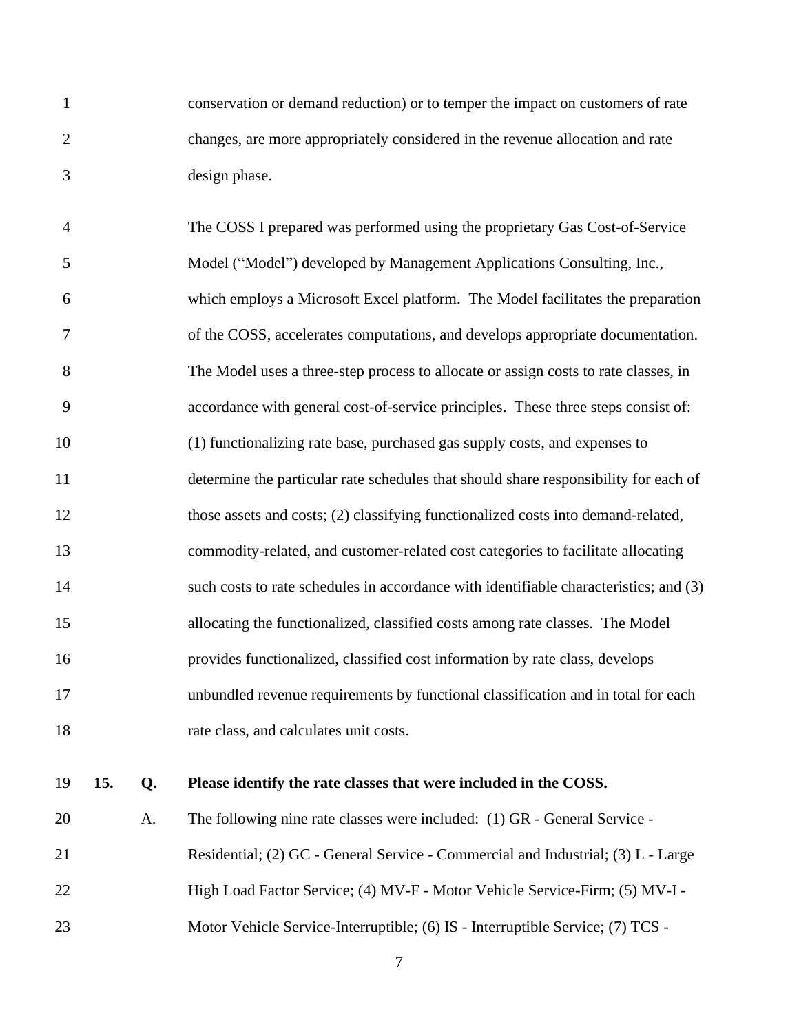conservation or demand reduction) or to temper the impact on customers of rate changes, are more appropriately considered in the revenue allocation and rate design phase.

The COSS I prepared was performed using the proprietary Gas Cost-of-Service Model ("Model") developed by Management Applications Consulting, Inc., which employs a Microsoft Excel platform. The Model facilitates the preparation of the COSS, accelerates computations, and develops appropriate documentation. The Model uses a three-step process to allocate or assign costs to rate classes, in accordance with general cost-of-service principles. These three steps consist of: (1) functionalizing rate base, purchased gas supply costs, and expenses to determine the particular rate schedules that should share responsibility for each of those assets and costs; (2) classifying functionalized costs into demand-related, commodity-related, and customer-related cost categories to facilitate allocating such costs to rate schedules in accordance with identifiable characteristics; and (3) allocating the functionalized, classified costs among rate classes. The Model provides functionalized, classified cost information by rate class, develops unbundled revenue requirements by functional classification and in total for each rate class, and calculates unit costs.

**15. Q. Please identify the rate classes that were included in the COSS.**

A. The following nine rate classes were included: (1) GR - General Service - Residential; (2) GC - General Service - Commercial and Industrial; (3) L - Large High Load Factor Service; (4) MV-F - Motor Vehicle Service-Firm; (5) MV-I - Motor Vehicle Service-Interruptible; (6) IS - Interruptible Service; (7) TCS -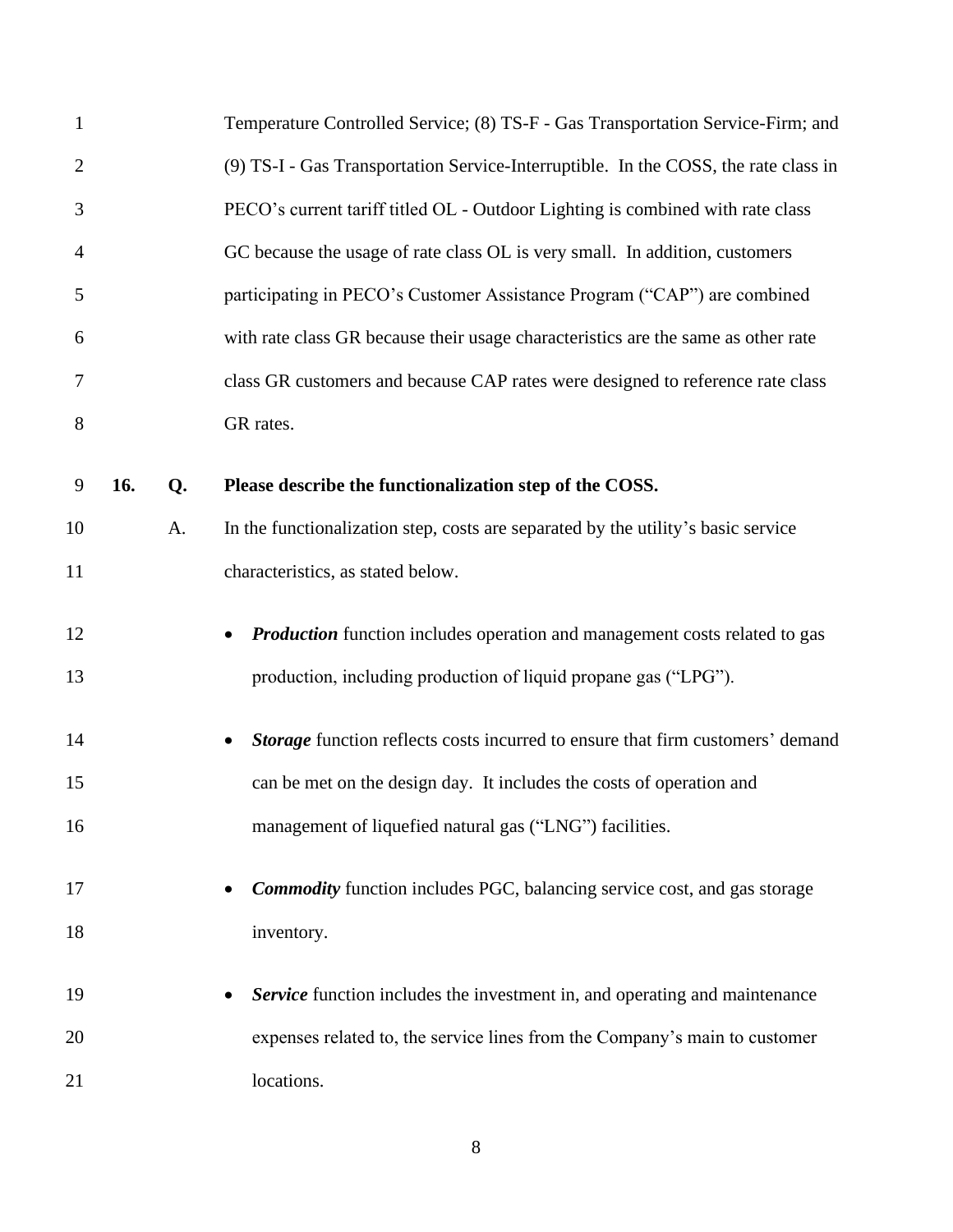Temperature Controlled Service; (8) TS-F - Gas Transportation Service-Firm; and (9) TS-I - Gas Transportation Service-Interruptible. In the COSS, the rate class in PECO's current tariff titled OL - Outdoor Lighting is combined with rate class GC because the usage of rate class OL is very small. In addition, customers participating in PECO's Customer Assistance Program ("CAP") are combined with rate class GR because their usage characteristics are the same as other rate class GR customers and because CAP rates were designed to reference rate class GR rates.

**16. Q. Please describe the functionalization step of the COSS.**

A. In the functionalization step, costs are separated by the utility's basic service characteristics, as stated below.

- ***Production*** function includes operation and management costs related to gas production, including production of liquid propane gas ("LPG").
- ***Storage*** function reflects costs incurred to ensure that firm customers' demand can be met on the design day. It includes the costs of operation and management of liquefied natural gas ("LNG") facilities.
- ***Commodity*** function includes PGC, balancing service cost, and gas storage inventory.
- ***Service*** function includes the investment in, and operating and maintenance expenses related to, the service lines from the Company's main to customer locations.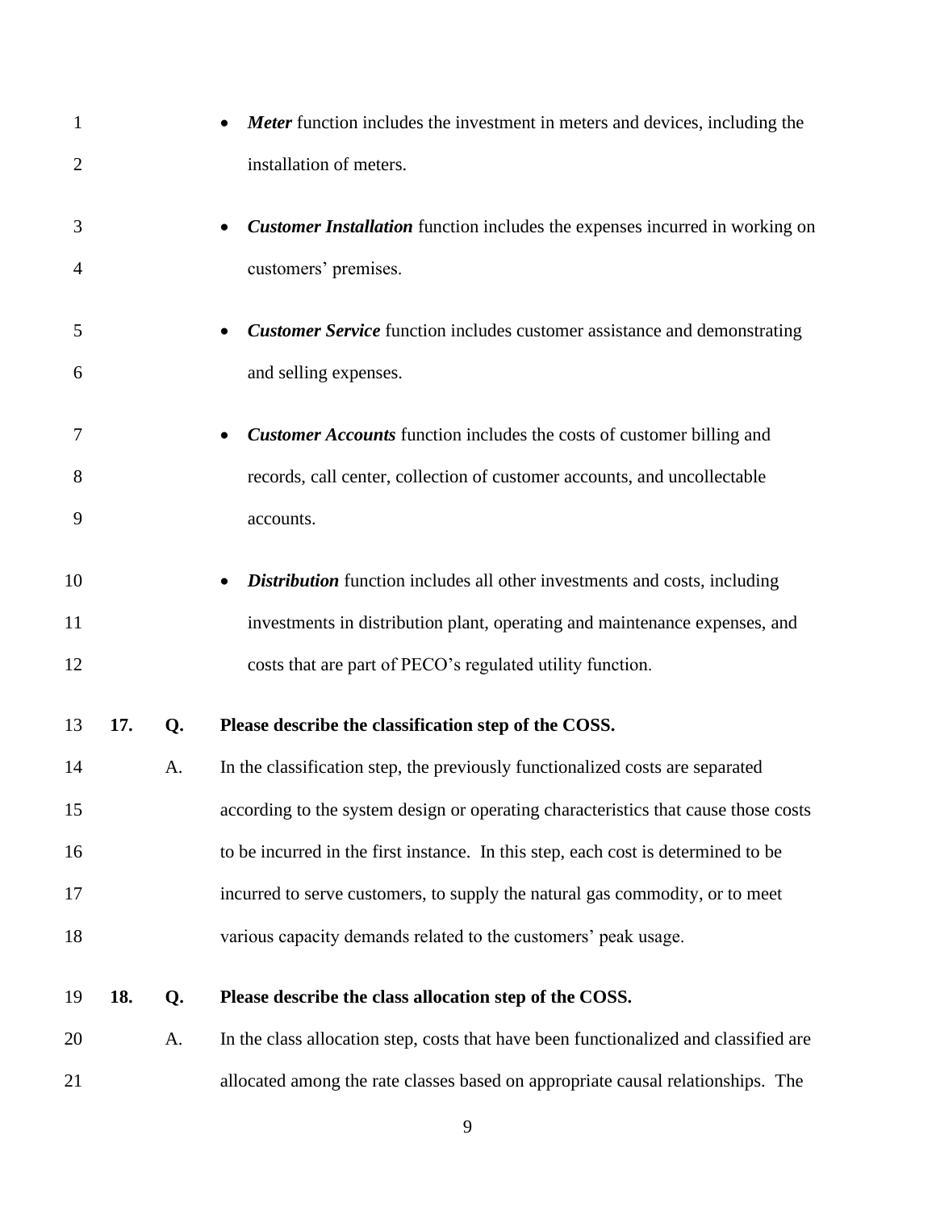- ***Meter*** function includes the investment in meters and devices, including the installation of meters.

- ***Customer Installation*** function includes the expenses incurred in working on customers' premises.

- ***Customer Service*** function includes customer assistance and demonstrating and selling expenses.

- ***Customer Accounts*** function includes the costs of customer billing and records, call center, collection of customer accounts, and uncollectable accounts.

- ***Distribution*** function includes all other investments and costs, including investments in distribution plant, operating and maintenance expenses, and costs that are part of PECO's regulated utility function.

**17. Q. Please describe the classification step of the COSS.**

A. In the classification step, the previously functionalized costs are separated according to the system design or operating characteristics that cause those costs to be incurred in the first instance. In this step, each cost is determined to be incurred to serve customers, to supply the natural gas commodity, or to meet various capacity demands related to the customers' peak usage.

**18. Q. Please describe the class allocation step of the COSS.**

A. In the class allocation step, costs that have been functionalized and classified are allocated among the rate classes based on appropriate causal relationships. The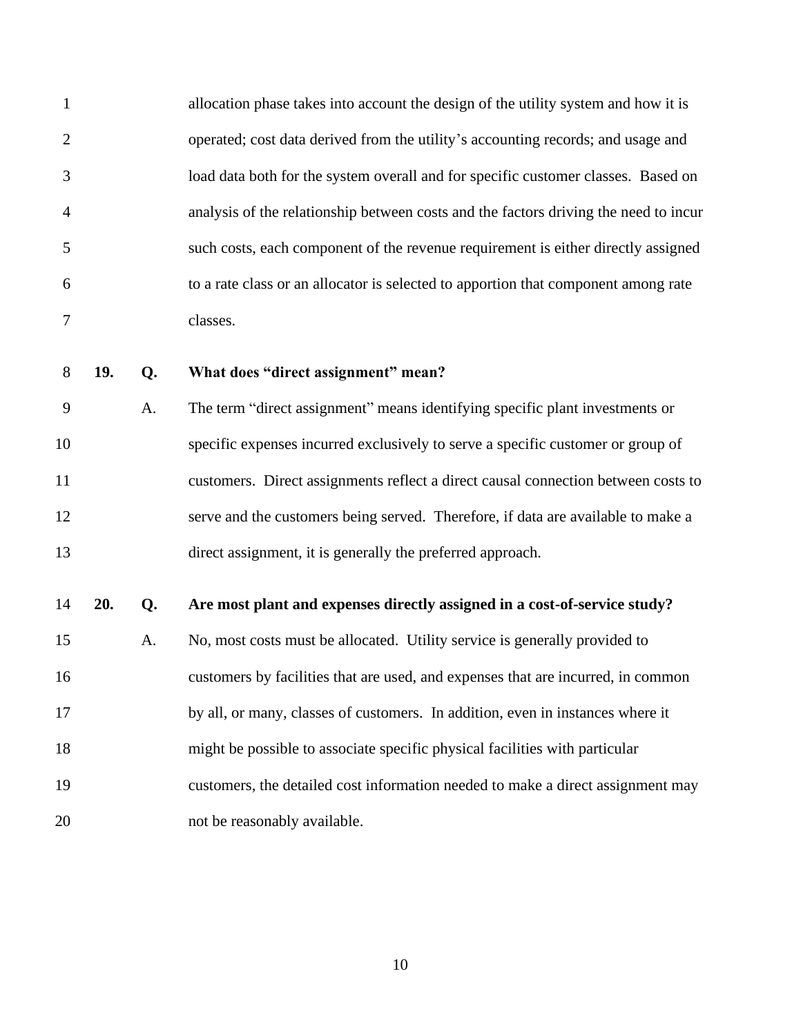allocation phase takes into account the design of the utility system and how it is operated; cost data derived from the utility's accounting records; and usage and load data both for the system overall and for specific customer classes. Based on analysis of the relationship between costs and the factors driving the need to incur such costs, each component of the revenue requirement is either directly assigned to a rate class or an allocator is selected to apportion that component among rate classes.

**19. Q. What does "direct assignment" mean?**

A. The term "direct assignment" means identifying specific plant investments or specific expenses incurred exclusively to serve a specific customer or group of customers. Direct assignments reflect a direct causal connection between costs to serve and the customers being served. Therefore, if data are available to make a direct assignment, it is generally the preferred approach.

**20. Q. Are most plant and expenses directly assigned in a cost-of-service study?**

A. No, most costs must be allocated. Utility service is generally provided to customers by facilities that are used, and expenses that are incurred, in common by all, or many, classes of customers. In addition, even in instances where it might be possible to associate specific physical facilities with particular customers, the detailed cost information needed to make a direct assignment may not be reasonably available.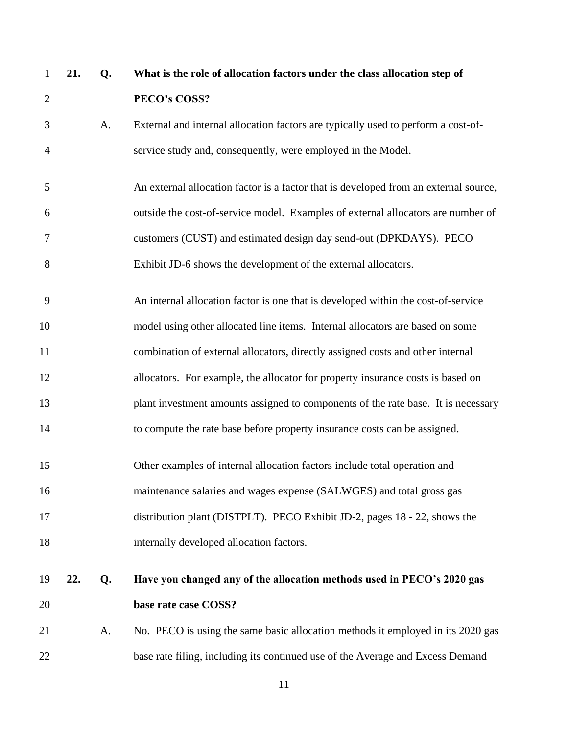**21. Q. What is the role of allocation factors under the class allocation step of PECO's COSS?**

A. External and internal allocation factors are typically used to perform a cost-of-service study and, consequently, were employed in the Model.

An external allocation factor is a factor that is developed from an external source, outside the cost-of-service model. Examples of external allocators are number of customers (CUST) and estimated design day send-out (DPKDAYS). PECO Exhibit JD-6 shows the development of the external allocators.

An internal allocation factor is one that is developed within the cost-of-service model using other allocated line items. Internal allocators are based on some combination of external allocators, directly assigned costs and other internal allocators. For example, the allocator for property insurance costs is based on plant investment amounts assigned to components of the rate base. It is necessary to compute the rate base before property insurance costs can be assigned.

Other examples of internal allocation factors include total operation and maintenance salaries and wages expense (SALWGES) and total gross gas distribution plant (DISTPLT). PECO Exhibit JD-2, pages 18 - 22, shows the internally developed allocation factors.

**22. Q. Have you changed any of the allocation methods used in PECO's 2020 gas base rate case COSS?**

A. No. PECO is using the same basic allocation methods it employed in its 2020 gas base rate filing, including its continued use of the Average and Excess Demand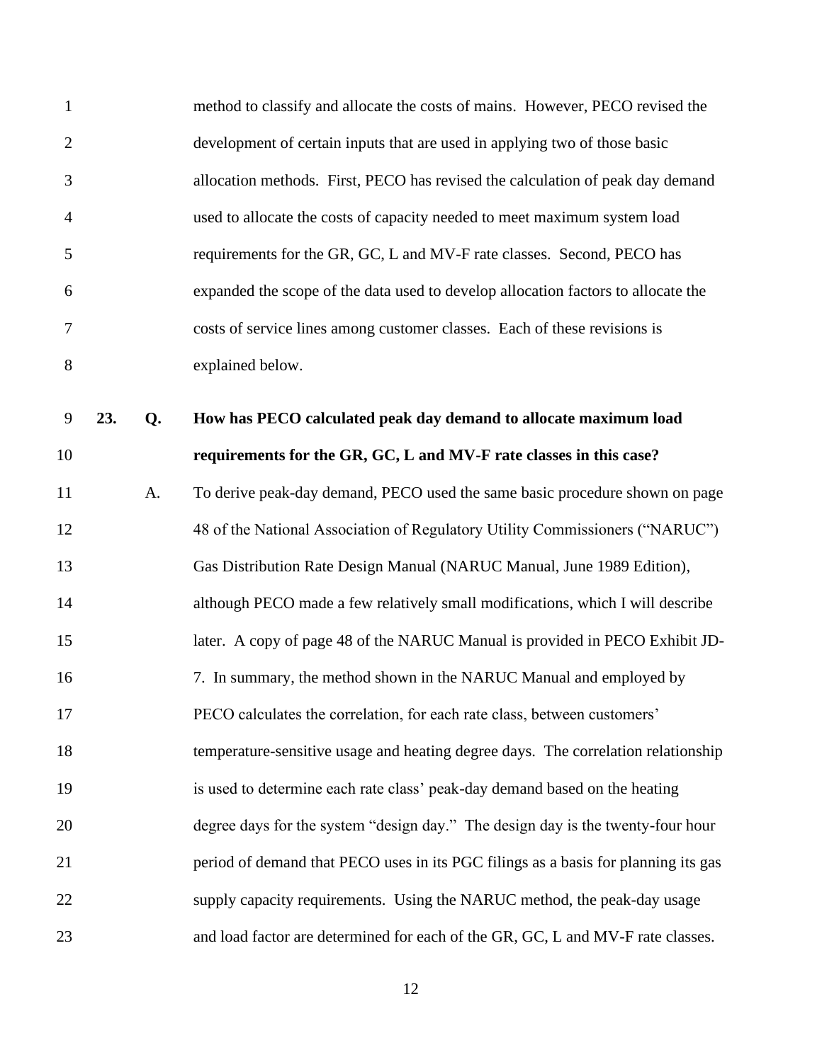method to classify and allocate the costs of mains. However, PECO revised the development of certain inputs that are used in applying two of those basic allocation methods. First, PECO has revised the calculation of peak day demand used to allocate the costs of capacity needed to meet maximum system load requirements for the GR, GC, L and MV-F rate classes. Second, PECO has expanded the scope of the data used to develop allocation factors to allocate the costs of service lines among customer classes. Each of these revisions is explained below.

**23. Q. How has PECO calculated peak day demand to allocate maximum load requirements for the GR, GC, L and MV-F rate classes in this case?**

A. To derive peak-day demand, PECO used the same basic procedure shown on page 48 of the National Association of Regulatory Utility Commissioners ("NARUC") Gas Distribution Rate Design Manual (NARUC Manual, June 1989 Edition), although PECO made a few relatively small modifications, which I will describe later. A copy of page 48 of the NARUC Manual is provided in PECO Exhibit JD-7. In summary, the method shown in the NARUC Manual and employed by PECO calculates the correlation, for each rate class, between customers' temperature-sensitive usage and heating degree days. The correlation relationship is used to determine each rate class' peak-day demand based on the heating degree days for the system "design day." The design day is the twenty-four hour period of demand that PECO uses in its PGC filings as a basis for planning its gas supply capacity requirements. Using the NARUC method, the peak-day usage and load factor are determined for each of the GR, GC, L and MV-F rate classes.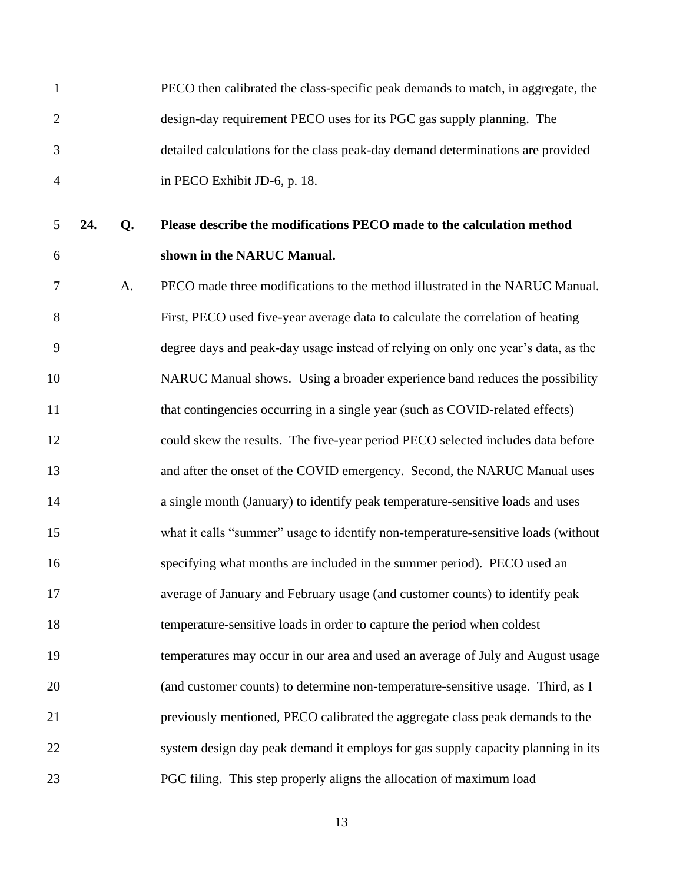PECO then calibrated the class-specific peak demands to match, in aggregate, the design-day requirement PECO uses for its PGC gas supply planning. The detailed calculations for the class peak-day demand determinations are provided in PECO Exhibit JD-6, p. 18.

**24. Q. Please describe the modifications PECO made to the calculation method shown in the NARUC Manual.**

A. PECO made three modifications to the method illustrated in the NARUC Manual. First, PECO used five-year average data to calculate the correlation of heating degree days and peak-day usage instead of relying on only one year's data, as the NARUC Manual shows. Using a broader experience band reduces the possibility that contingencies occurring in a single year (such as COVID-related effects) could skew the results. The five-year period PECO selected includes data before and after the onset of the COVID emergency. Second, the NARUC Manual uses a single month (January) to identify peak temperature-sensitive loads and uses what it calls "summer" usage to identify non-temperature-sensitive loads (without specifying what months are included in the summer period). PECO used an average of January and February usage (and customer counts) to identify peak temperature-sensitive loads in order to capture the period when coldest temperatures may occur in our area and used an average of July and August usage (and customer counts) to determine non-temperature-sensitive usage. Third, as I previously mentioned, PECO calibrated the aggregate class peak demands to the system design day peak demand it employs for gas supply capacity planning in its PGC filing. This step properly aligns the allocation of maximum load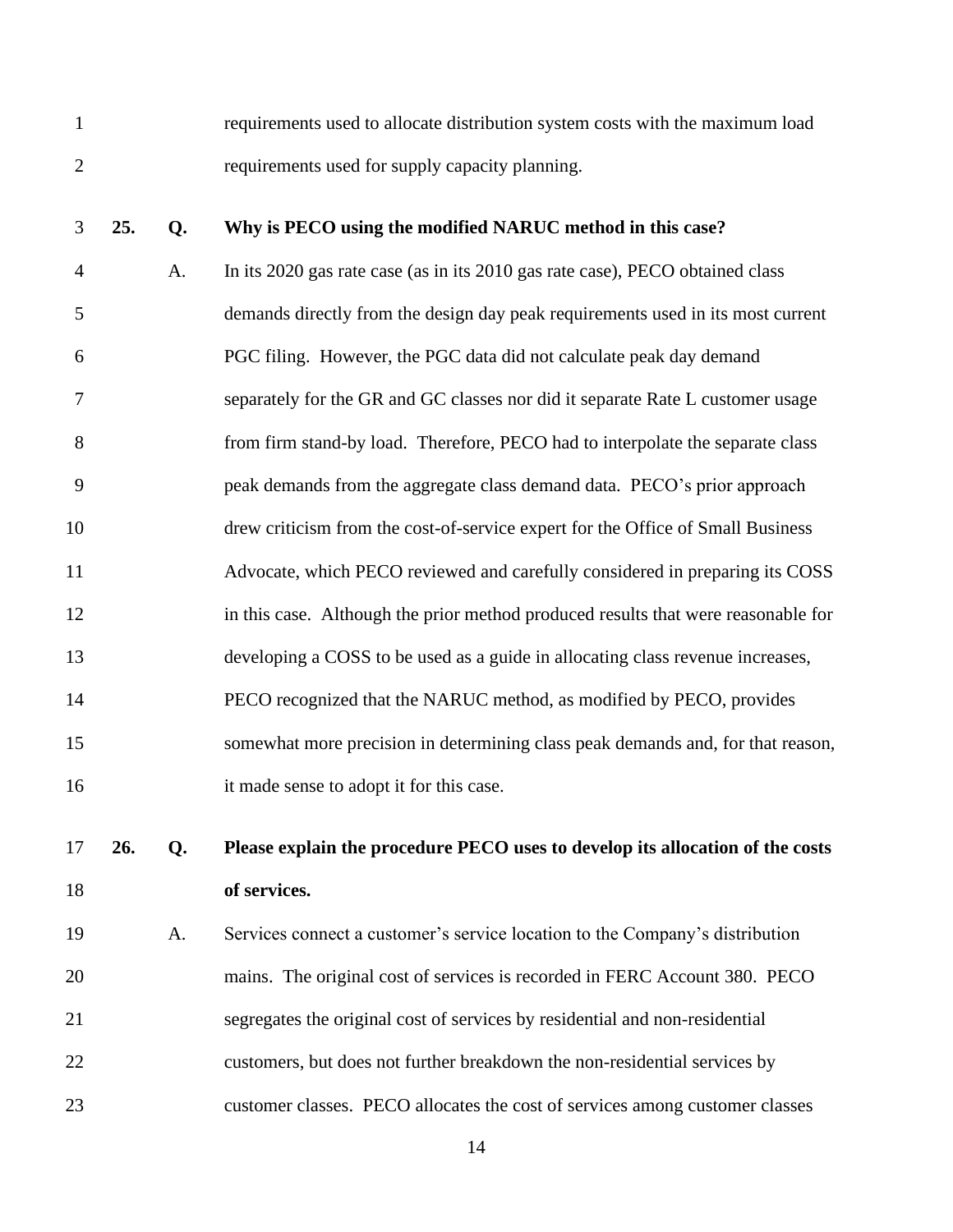requirements used to allocate distribution system costs with the maximum load requirements used for supply capacity planning.

**25. Q. Why is PECO using the modified NARUC method in this case?**

A. In its 2020 gas rate case (as in its 2010 gas rate case), PECO obtained class demands directly from the design day peak requirements used in its most current PGC filing. However, the PGC data did not calculate peak day demand separately for the GR and GC classes nor did it separate Rate L customer usage from firm stand-by load. Therefore, PECO had to interpolate the separate class peak demands from the aggregate class demand data. PECO's prior approach drew criticism from the cost-of-service expert for the Office of Small Business Advocate, which PECO reviewed and carefully considered in preparing its COSS in this case. Although the prior method produced results that were reasonable for developing a COSS to be used as a guide in allocating class revenue increases, PECO recognized that the NARUC method, as modified by PECO, provides somewhat more precision in determining class peak demands and, for that reason, it made sense to adopt it for this case.

**26. Q. Please explain the procedure PECO uses to develop its allocation of the costs of services.**

A. Services connect a customer's service location to the Company's distribution mains. The original cost of services is recorded in FERC Account 380. PECO segregates the original cost of services by residential and non-residential customers, but does not further breakdown the non-residential services by customer classes. PECO allocates the cost of services among customer classes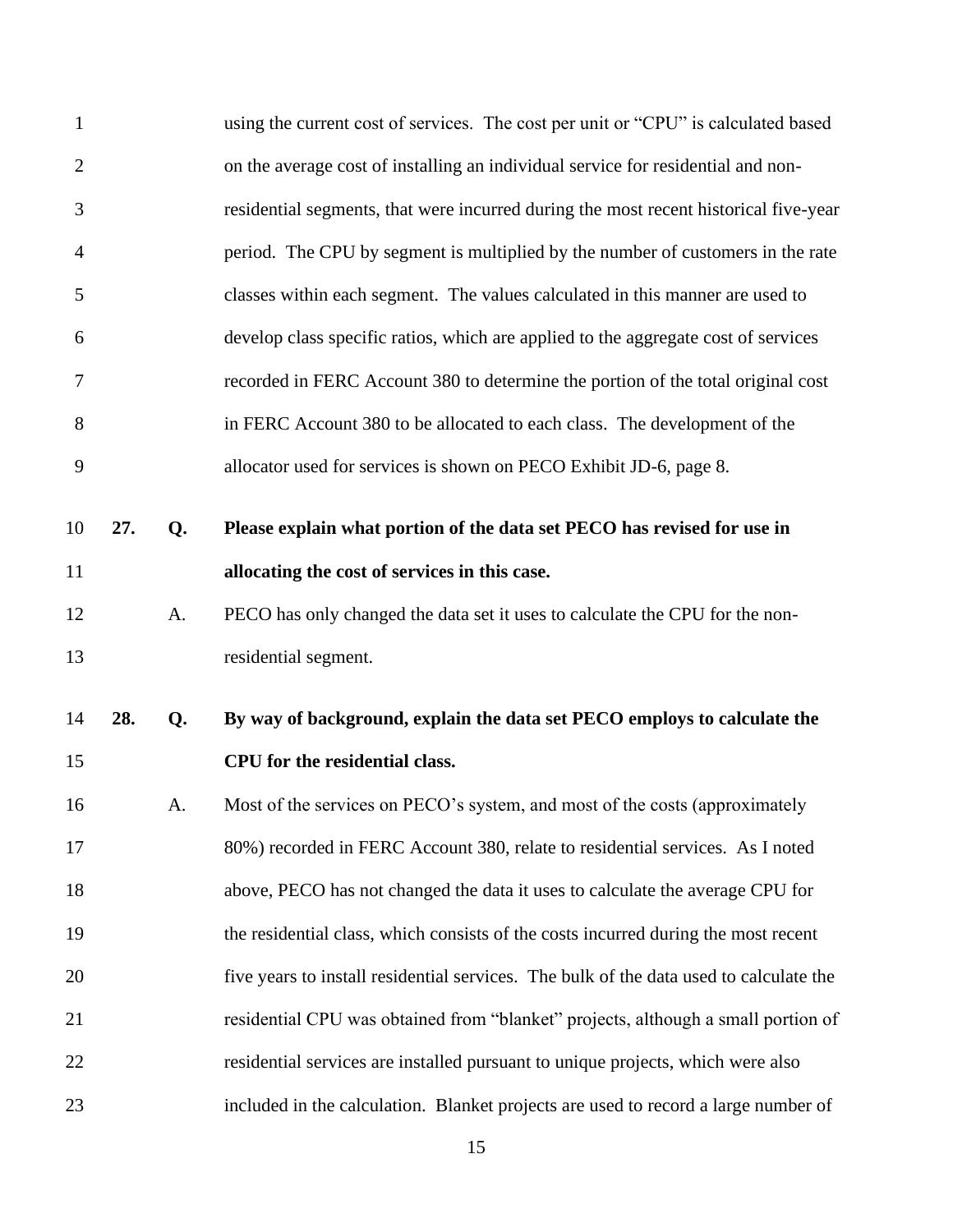using the current cost of services. The cost per unit or "CPU" is calculated based on the average cost of installing an individual service for residential and non-residential segments, that were incurred during the most recent historical five-year period. The CPU by segment is multiplied by the number of customers in the rate classes within each segment. The values calculated in this manner are used to develop class specific ratios, which are applied to the aggregate cost of services recorded in FERC Account 380 to determine the portion of the total original cost in FERC Account 380 to be allocated to each class. The development of the allocator used for services is shown on PECO Exhibit JD-6, page 8.

**27. Q. Please explain what portion of the data set PECO has revised for use in allocating the cost of services in this case.**

A. PECO has only changed the data set it uses to calculate the CPU for the non-residential segment.

**28. Q. By way of background, explain the data set PECO employs to calculate the CPU for the residential class.**

A. Most of the services on PECO's system, and most of the costs (approximately 80%) recorded in FERC Account 380, relate to residential services. As I noted above, PECO has not changed the data it uses to calculate the average CPU for the residential class, which consists of the costs incurred during the most recent five years to install residential services. The bulk of the data used to calculate the residential CPU was obtained from "blanket" projects, although a small portion of residential services are installed pursuant to unique projects, which were also included in the calculation. Blanket projects are used to record a large number of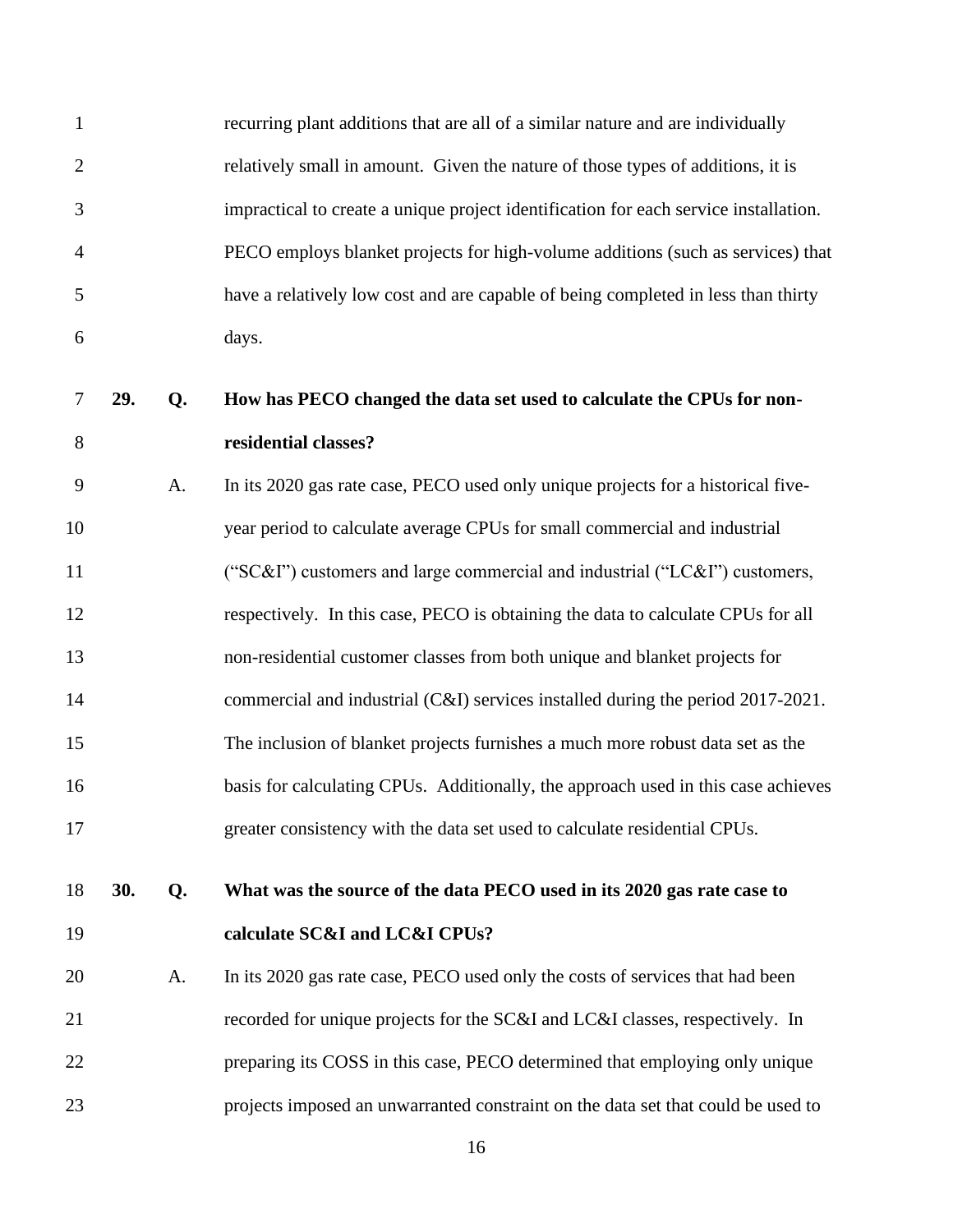recurring plant additions that are all of a similar nature and are individually relatively small in amount. Given the nature of those types of additions, it is impractical to create a unique project identification for each service installation. PECO employs blanket projects for high-volume additions (such as services) that have a relatively low cost and are capable of being completed in less than thirty days.

**29. Q. How has PECO changed the data set used to calculate the CPUs for non-residential classes?**

A. In its 2020 gas rate case, PECO used only unique projects for a historical five-year period to calculate average CPUs for small commercial and industrial ("SC&I") customers and large commercial and industrial ("LC&I") customers, respectively. In this case, PECO is obtaining the data to calculate CPUs for all non-residential customer classes from both unique and blanket projects for commercial and industrial (C&I) services installed during the period 2017-2021. The inclusion of blanket projects furnishes a much more robust data set as the basis for calculating CPUs. Additionally, the approach used in this case achieves greater consistency with the data set used to calculate residential CPUs.

**30. Q. What was the source of the data PECO used in its 2020 gas rate case to calculate SC&I and LC&I CPUs?**

A. In its 2020 gas rate case, PECO used only the costs of services that had been recorded for unique projects for the SC&I and LC&I classes, respectively. In preparing its COSS in this case, PECO determined that employing only unique projects imposed an unwarranted constraint on the data set that could be used to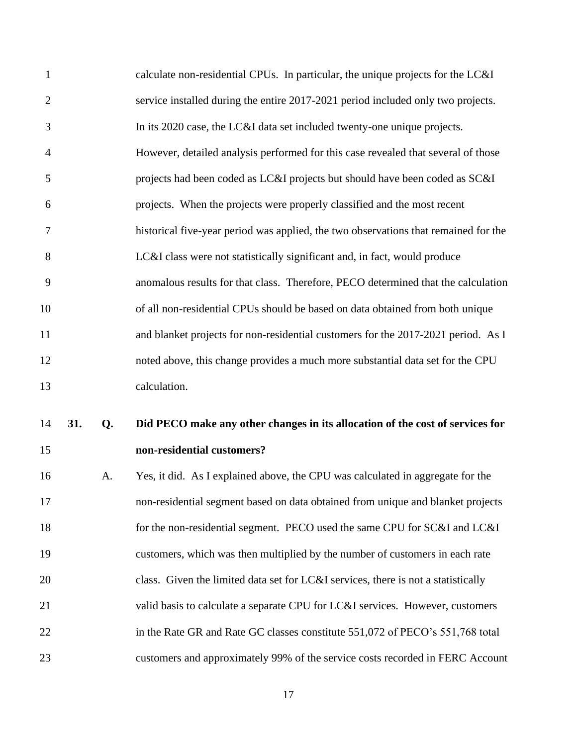calculate non-residential CPUs. In particular, the unique projects for the LC&I service installed during the entire 2017-2021 period included only two projects. In its 2020 case, the LC&I data set included twenty-one unique projects. However, detailed analysis performed for this case revealed that several of those projects had been coded as LC&I projects but should have been coded as SC&I projects. When the projects were properly classified and the most recent historical five-year period was applied, the two observations that remained for the LC&I class were not statistically significant and, in fact, would produce anomalous results for that class. Therefore, PECO determined that the calculation of all non-residential CPUs should be based on data obtained from both unique and blanket projects for non-residential customers for the 2017-2021 period. As I noted above, this change provides a much more substantial data set for the CPU calculation.

**31. Q. Did PECO make any other changes in its allocation of the cost of services for non-residential customers?**

A. Yes, it did. As I explained above, the CPU was calculated in aggregate for the non-residential segment based on data obtained from unique and blanket projects for the non-residential segment. PECO used the same CPU for SC&I and LC&I customers, which was then multiplied by the number of customers in each rate class. Given the limited data set for LC&I services, there is not a statistically valid basis to calculate a separate CPU for LC&I services. However, customers in the Rate GR and Rate GC classes constitute 551,072 of PECO's 551,768 total customers and approximately 99% of the service costs recorded in FERC Account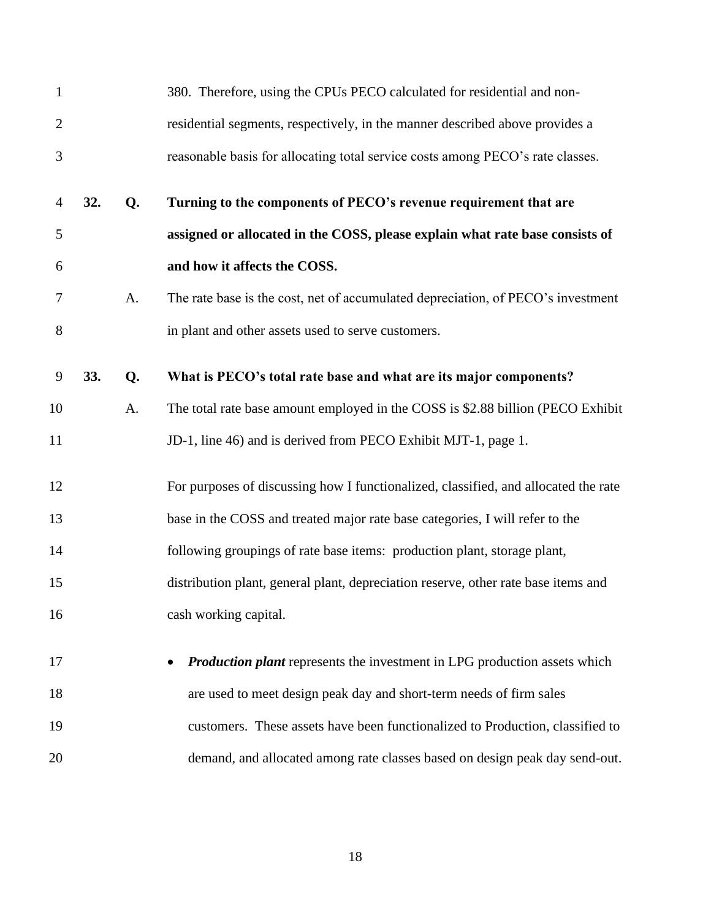380. Therefore, using the CPUs PECO calculated for residential and non-residential segments, respectively, in the manner described above provides a reasonable basis for allocating total service costs among PECO's rate classes.

**32. Q. Turning to the components of PECO's revenue requirement that are assigned or allocated in the COSS, please explain what rate base consists of and how it affects the COSS.**

A. The rate base is the cost, net of accumulated depreciation, of PECO's investment in plant and other assets used to serve customers.

**33. Q. What is PECO's total rate base and what are its major components?**

A. The total rate base amount employed in the COSS is $2.88 billion (PECO Exhibit JD-1, line 46) and is derived from PECO Exhibit MJT-1, page 1.

For purposes of discussing how I functionalized, classified, and allocated the rate base in the COSS and treated major rate base categories, I will refer to the following groupings of rate base items: production plant, storage plant, distribution plant, general plant, depreciation reserve, other rate base items and cash working capital.

- ***Production plant*** represents the investment in LPG production assets which are used to meet design peak day and short-term needs of firm sales customers. These assets have been functionalized to Production, classified to demand, and allocated among rate classes based on design peak day send-out.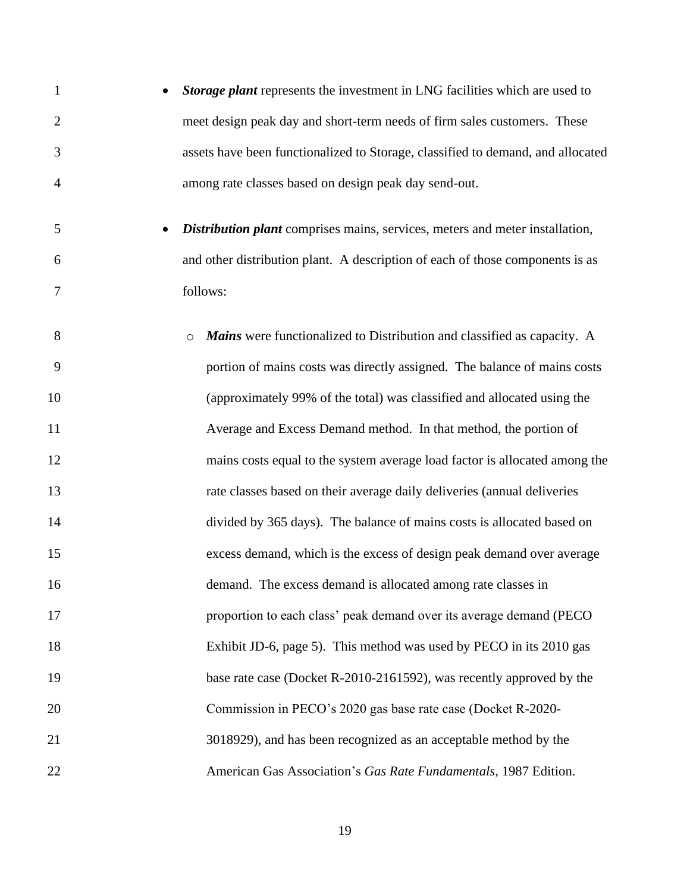- ***Storage plant*** represents the investment in LNG facilities which are used to meet design peak day and short-term needs of firm sales customers. These assets have been functionalized to Storage, classified to demand, and allocated among rate classes based on design peak day send-out.

- ***Distribution plant*** comprises mains, services, meters and meter installation, and other distribution plant. A description of each of those components is as follows:

  - ***Mains*** were functionalized to Distribution and classified as capacity. A portion of mains costs was directly assigned. The balance of mains costs (approximately 99% of the total) was classified and allocated using the Average and Excess Demand method. In that method, the portion of mains costs equal to the system average load factor is allocated among the rate classes based on their average daily deliveries (annual deliveries divided by 365 days). The balance of mains costs is allocated based on excess demand, which is the excess of design peak demand over average demand. The excess demand is allocated among rate classes in proportion to each class' peak demand over its average demand (PECO Exhibit JD-6, page 5). This method was used by PECO in its 2010 gas base rate case (Docket R-2010-2161592), was recently approved by the Commission in PECO's 2020 gas base rate case (Docket R-2020-3018929), and has been recognized as an acceptable method by the American Gas Association's *Gas Rate Fundamentals*, 1987 Edition.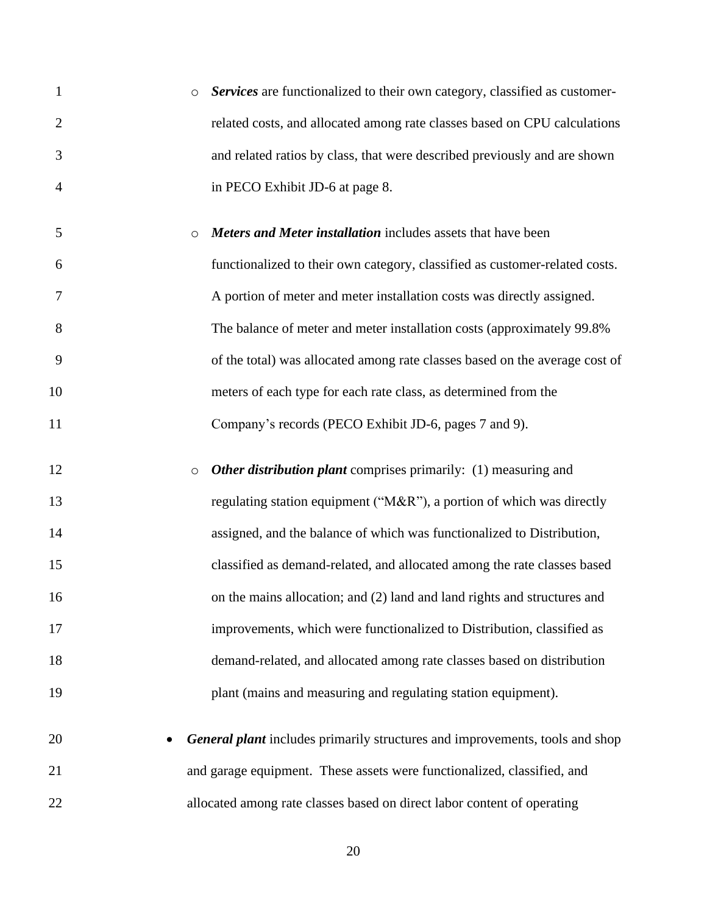- ***Services*** are functionalized to their own category, classified as customer-related costs, and allocated among rate classes based on CPU calculations and related ratios by class, that were described previously and are shown in PECO Exhibit JD-6 at page 8.

  - ***Meters and Meter installation*** includes assets that have been functionalized to their own category, classified as customer-related costs. A portion of meter and meter installation costs was directly assigned. The balance of meter and meter installation costs (approximately 99.8% of the total) was allocated among rate classes based on the average cost of meters of each type for each rate class, as determined from the Company's records (PECO Exhibit JD-6, pages 7 and 9).

  - ***Other distribution plant*** comprises primarily: (1) measuring and regulating station equipment ("M&R"), a portion of which was directly assigned, and the balance of which was functionalized to Distribution, classified as demand-related, and allocated among the rate classes based on the mains allocation; and (2) land and land rights and structures and improvements, which were functionalized to Distribution, classified as demand-related, and allocated among rate classes based on distribution plant (mains and measuring and regulating station equipment).

- ***General plant*** includes primarily structures and improvements, tools and shop and garage equipment. These assets were functionalized, classified, and allocated among rate classes based on direct labor content of operating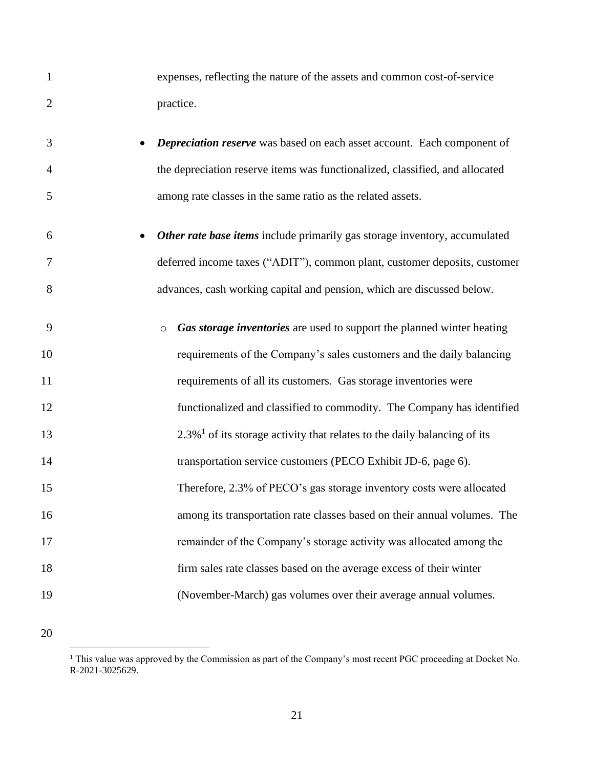expenses, reflecting the nature of the assets and common cost-of-service practice.

- ***Depreciation reserve*** was based on each asset account. Each component of the depreciation reserve items was functionalized, classified, and allocated among rate classes in the same ratio as the related assets.

- ***Other rate base items*** include primarily gas storage inventory, accumulated deferred income taxes ("ADIT"), common plant, customer deposits, customer advances, cash working capital and pension, which are discussed below.

  - ***Gas storage inventories*** are used to support the planned winter heating requirements of the Company's sales customers and the daily balancing requirements of all its customers. Gas storage inventories were functionalized and classified to commodity. The Company has identified 2.3%[1] of its storage activity that relates to the daily balancing of its transportation service customers (PECO Exhibit JD-6, page 6). Therefore, 2.3% of PECO's gas storage inventory costs were allocated among its transportation rate classes based on their annual volumes. The remainder of the Company's storage activity was allocated among the firm sales rate classes based on the average excess of their winter (November-March) gas volumes over their average annual volumes.

[1] This value was approved by the Commission as part of the Company's most recent PGC proceeding at Docket No. R-2021-3025629.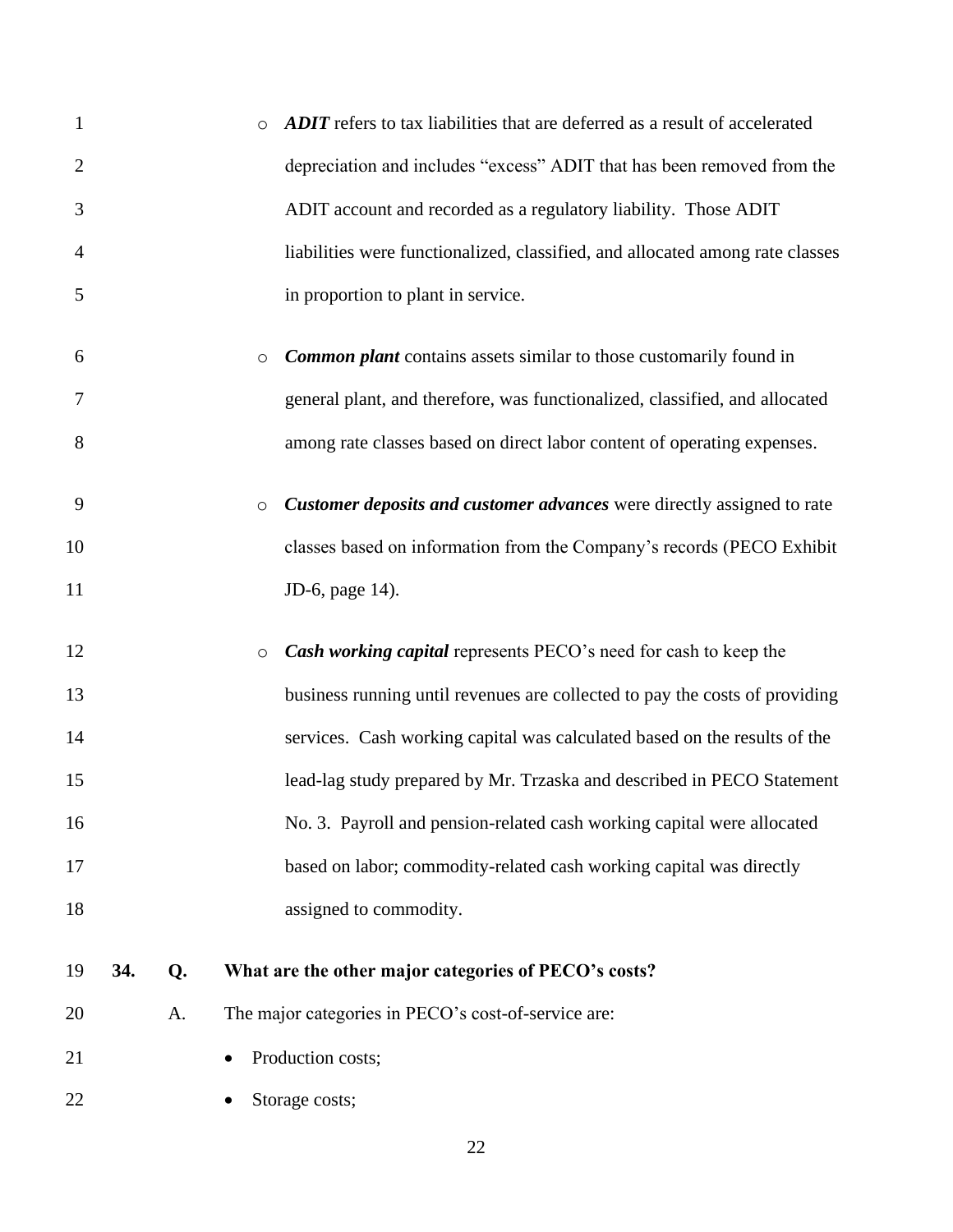- ***ADIT*** refers to tax liabilities that are deferred as a result of accelerated depreciation and includes "excess" ADIT that has been removed from the ADIT account and recorded as a regulatory liability. Those ADIT liabilities were functionalized, classified, and allocated among rate classes in proportion to plant in service.

- ***Common plant*** contains assets similar to those customarily found in general plant, and therefore, was functionalized, classified, and allocated among rate classes based on direct labor content of operating expenses.

- ***Customer deposits and customer advances*** were directly assigned to rate classes based on information from the Company's records (PECO Exhibit JD-6, page 14).

- ***Cash working capital*** represents PECO's need for cash to keep the business running until revenues are collected to pay the costs of providing services. Cash working capital was calculated based on the results of the lead-lag study prepared by Mr. Trzaska and described in PECO Statement No. 3. Payroll and pension-related cash working capital were allocated based on labor; commodity-related cash working capital was directly assigned to commodity.

**34. Q. What are the other major categories of PECO's costs?**

A. The major categories in PECO's cost-of-service are:

- Production costs;
- Storage costs;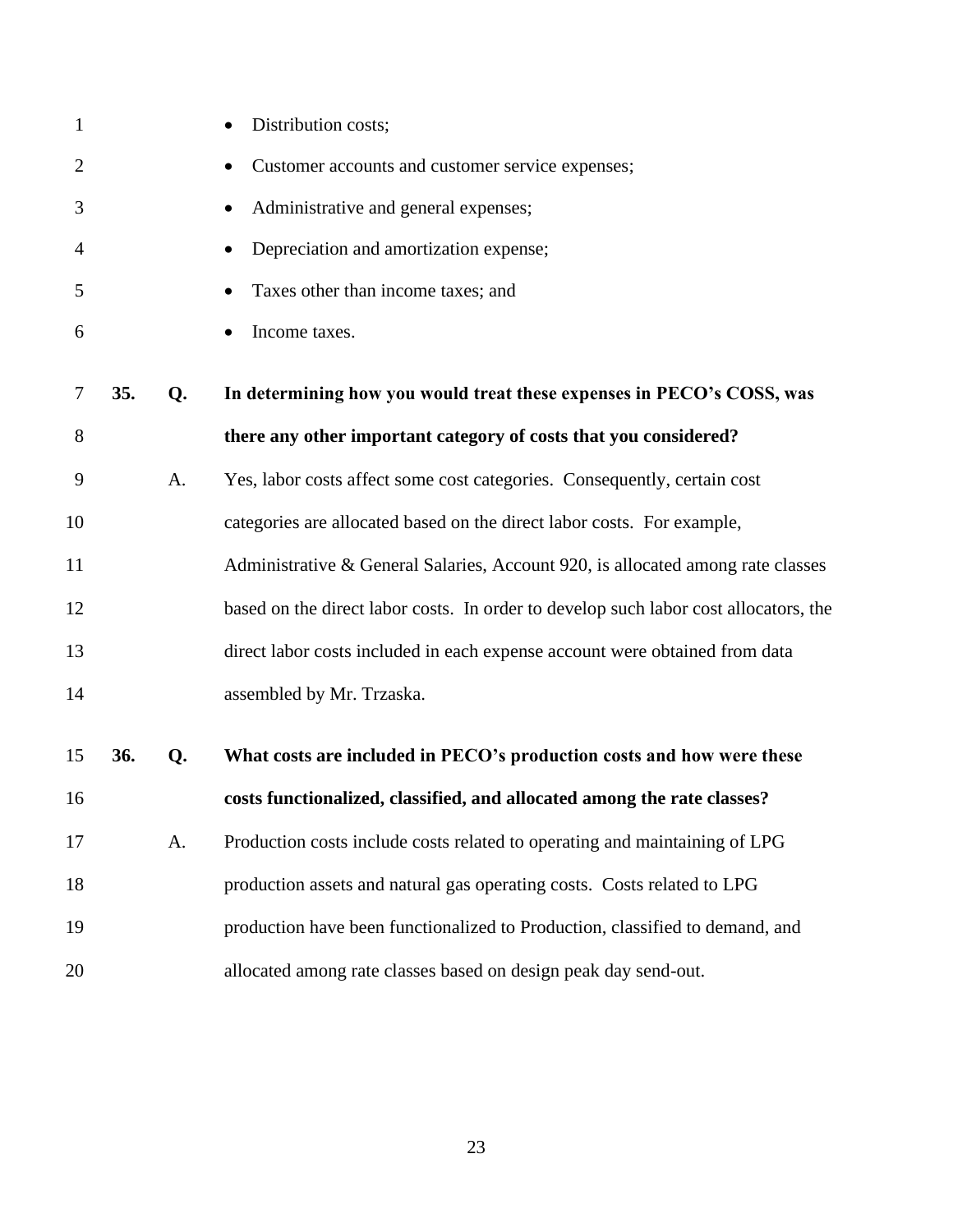- Distribution costs;
- Customer accounts and customer service expenses;
- Administrative and general expenses;
- Depreciation and amortization expense;
- Taxes other than income taxes; and
- Income taxes.

**35. Q. In determining how you would treat these expenses in PECO's COSS, was there any other important category of costs that you considered?**

A. Yes, labor costs affect some cost categories. Consequently, certain cost categories are allocated based on the direct labor costs. For example, Administrative & General Salaries, Account 920, is allocated among rate classes based on the direct labor costs. In order to develop such labor cost allocators, the direct labor costs included in each expense account were obtained from data assembled by Mr. Trzaska.

**36. Q. What costs are included in PECO's production costs and how were these costs functionalized, classified, and allocated among the rate classes?**

A. Production costs include costs related to operating and maintaining of LPG production assets and natural gas operating costs. Costs related to LPG production have been functionalized to Production, classified to demand, and allocated among rate classes based on design peak day send-out.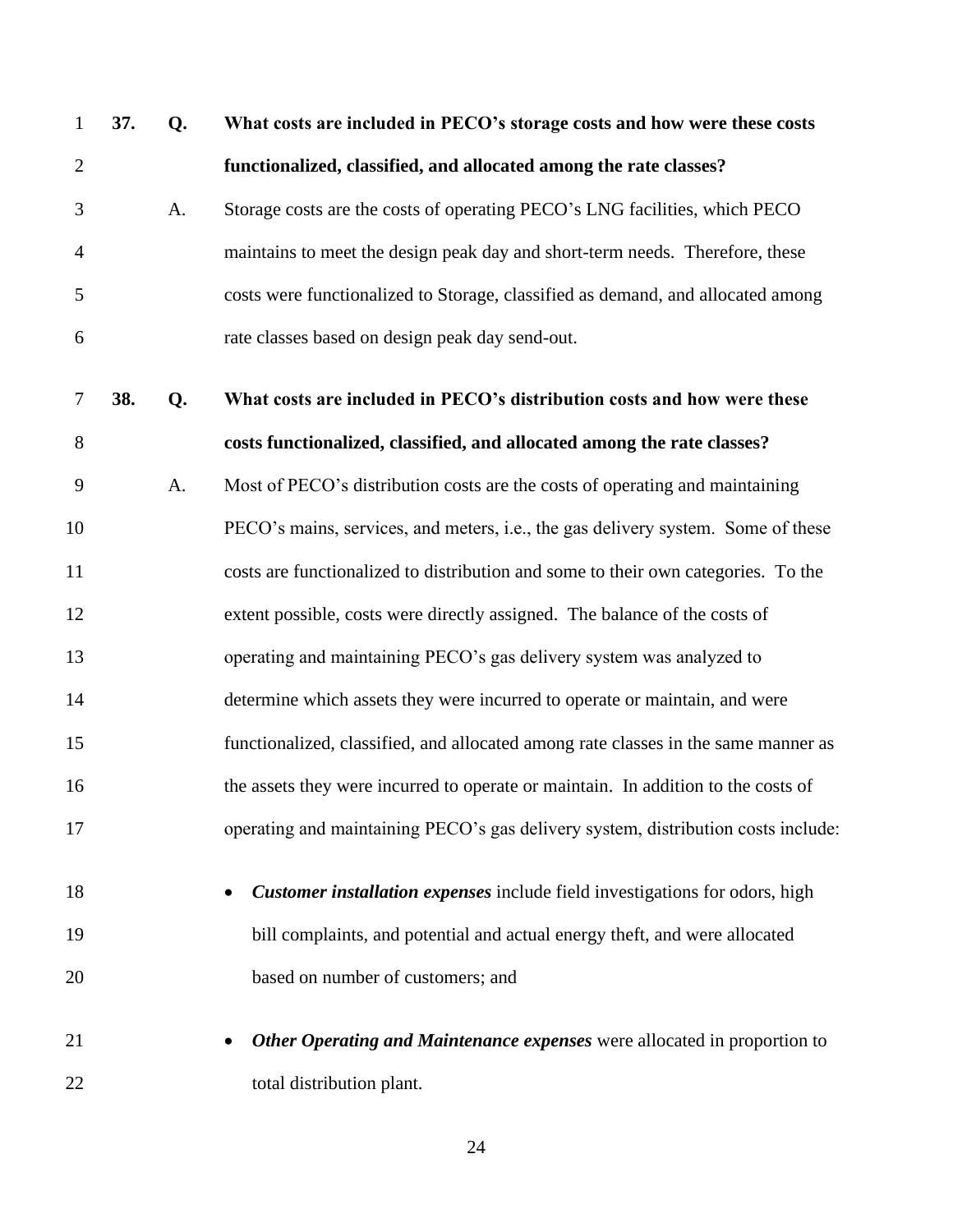**37. Q. What costs are included in PECO's storage costs and how were these costs functionalized, classified, and allocated among the rate classes?**

A. Storage costs are the costs of operating PECO's LNG facilities, which PECO maintains to meet the design peak day and short-term needs. Therefore, these costs were functionalized to Storage, classified as demand, and allocated among rate classes based on design peak day send-out.

**38. Q. What costs are included in PECO's distribution costs and how were these costs functionalized, classified, and allocated among the rate classes?**

A. Most of PECO's distribution costs are the costs of operating and maintaining PECO's mains, services, and meters, i.e., the gas delivery system. Some of these costs are functionalized to distribution and some to their own categories. To the extent possible, costs were directly assigned. The balance of the costs of operating and maintaining PECO's gas delivery system was analyzed to determine which assets they were incurred to operate or maintain, and were functionalized, classified, and allocated among rate classes in the same manner as the assets they were incurred to operate or maintain. In addition to the costs of operating and maintaining PECO's gas delivery system, distribution costs include:

- ***Customer installation expenses*** include field investigations for odors, high bill complaints, and potential and actual energy theft, and were allocated based on number of customers; and
- ***Other Operating and Maintenance expenses*** were allocated in proportion to total distribution plant.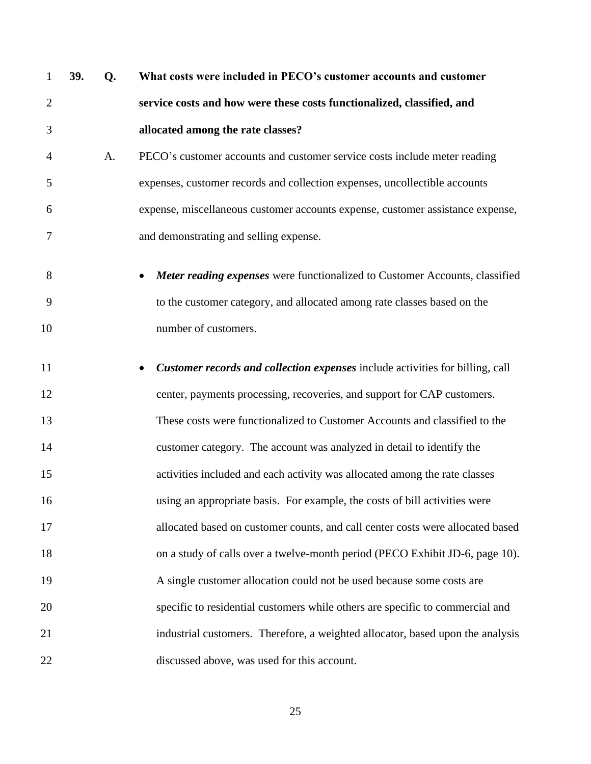**39. Q. What costs were included in PECO's customer accounts and customer service costs and how were these costs functionalized, classified, and allocated among the rate classes?**

A. PECO's customer accounts and customer service costs include meter reading expenses, customer records and collection expenses, uncollectible accounts expense, miscellaneous customer accounts expense, customer assistance expense, and demonstrating and selling expense.

- ***Meter reading expenses*** were functionalized to Customer Accounts, classified to the customer category, and allocated among rate classes based on the number of customers.

- ***Customer records and collection expenses*** include activities for billing, call center, payments processing, recoveries, and support for CAP customers. These costs were functionalized to Customer Accounts and classified to the customer category. The account was analyzed in detail to identify the activities included and each activity was allocated among the rate classes using an appropriate basis. For example, the costs of bill activities were allocated based on customer counts, and call center costs were allocated based on a study of calls over a twelve-month period (PECO Exhibit JD-6, page 10). A single customer allocation could not be used because some costs are specific to residential customers while others are specific to commercial and industrial customers. Therefore, a weighted allocator, based upon the analysis discussed above, was used for this account.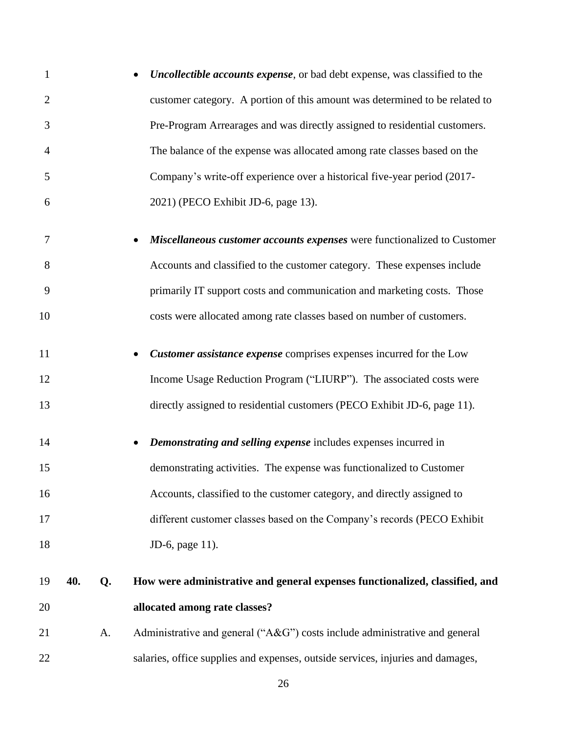- ***Uncollectible accounts expense***, or bad debt expense, was classified to the customer category. A portion of this amount was determined to be related to Pre-Program Arrearages and was directly assigned to residential customers. The balance of the expense was allocated among rate classes based on the Company's write-off experience over a historical five-year period (2017-2021) (PECO Exhibit JD-6, page 13).

- ***Miscellaneous customer accounts expenses*** were functionalized to Customer Accounts and classified to the customer category. These expenses include primarily IT support costs and communication and marketing costs. Those costs were allocated among rate classes based on number of customers.

- ***Customer assistance expense*** comprises expenses incurred for the Low Income Usage Reduction Program ("LIURP"). The associated costs were directly assigned to residential customers (PECO Exhibit JD-6, page 11).

- ***Demonstrating and selling expense*** includes expenses incurred in demonstrating activities. The expense was functionalized to Customer Accounts, classified to the customer category, and directly assigned to different customer classes based on the Company's records (PECO Exhibit JD-6, page 11).

**40. Q. How were administrative and general expenses functionalized, classified, and allocated among rate classes?**

A. Administrative and general ("A&G") costs include administrative and general salaries, office supplies and expenses, outside services, injuries and damages,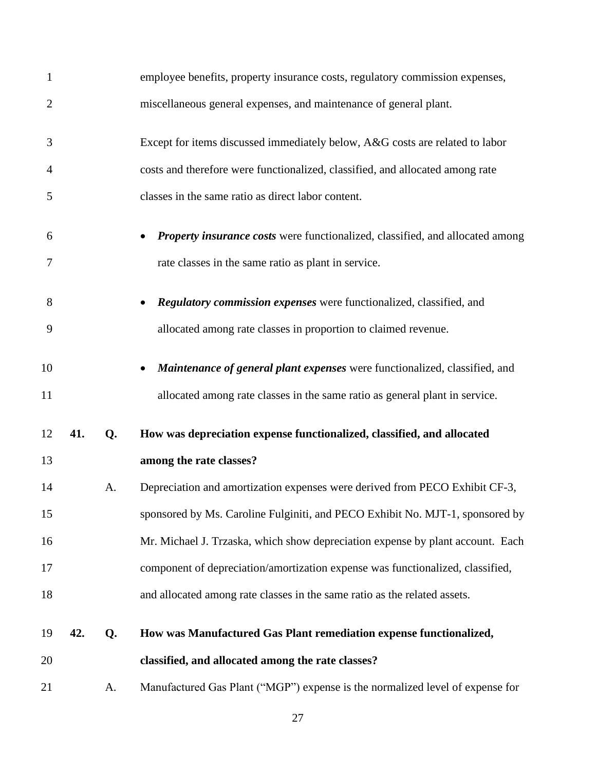employee benefits, property insurance costs, regulatory commission expenses, miscellaneous general expenses, and maintenance of general plant.

Except for items discussed immediately below, A&G costs are related to labor costs and therefore were functionalized, classified, and allocated among rate classes in the same ratio as direct labor content.

- ***Property insurance costs*** were functionalized, classified, and allocated among rate classes in the same ratio as plant in service.
- ***Regulatory commission expenses*** were functionalized, classified, and allocated among rate classes in proportion to claimed revenue.
- ***Maintenance of general plant expenses*** were functionalized, classified, and allocated among rate classes in the same ratio as general plant in service.

**41. Q. How was depreciation expense functionalized, classified, and allocated among the rate classes?**

A. Depreciation and amortization expenses were derived from PECO Exhibit CF-3, sponsored by Ms. Caroline Fulginiti, and PECO Exhibit No. MJT-1, sponsored by Mr. Michael J. Trzaska, which show depreciation expense by plant account. Each component of depreciation/amortization expense was functionalized, classified, and allocated among rate classes in the same ratio as the related assets.

**42. Q. How was Manufactured Gas Plant remediation expense functionalized, classified, and allocated among the rate classes?**

A. Manufactured Gas Plant ("MGP") expense is the normalized level of expense for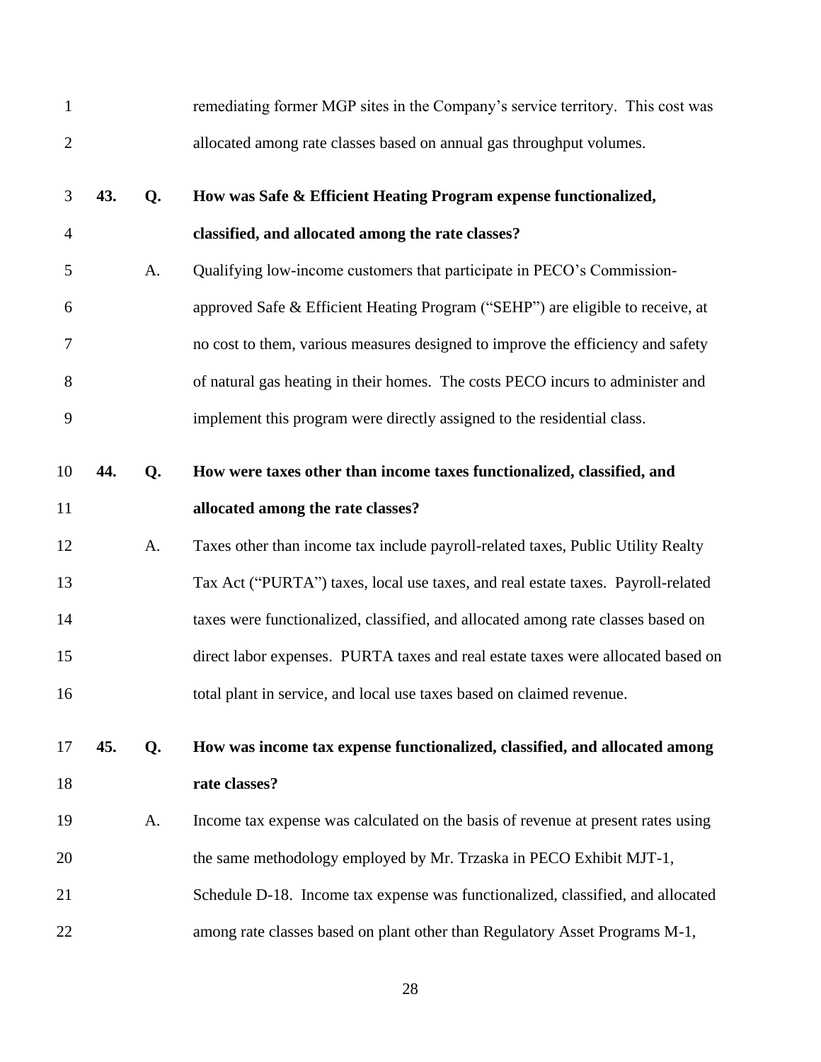remediating former MGP sites in the Company's service territory. This cost was allocated among rate classes based on annual gas throughput volumes.

**43. Q. How was Safe & Efficient Heating Program expense functionalized, classified, and allocated among the rate classes?**

A. Qualifying low-income customers that participate in PECO's Commission-approved Safe & Efficient Heating Program ("SEHP") are eligible to receive, at no cost to them, various measures designed to improve the efficiency and safety of natural gas heating in their homes. The costs PECO incurs to administer and implement this program were directly assigned to the residential class.

**44. Q. How were taxes other than income taxes functionalized, classified, and allocated among the rate classes?**

A. Taxes other than income tax include payroll-related taxes, Public Utility Realty Tax Act ("PURTA") taxes, local use taxes, and real estate taxes. Payroll-related taxes were functionalized, classified, and allocated among rate classes based on direct labor expenses. PURTA taxes and real estate taxes were allocated based on total plant in service, and local use taxes based on claimed revenue.

**45. Q. How was income tax expense functionalized, classified, and allocated among rate classes?**

A. Income tax expense was calculated on the basis of revenue at present rates using the same methodology employed by Mr. Trzaska in PECO Exhibit MJT-1, Schedule D-18. Income tax expense was functionalized, classified, and allocated among rate classes based on plant other than Regulatory Asset Programs M-1,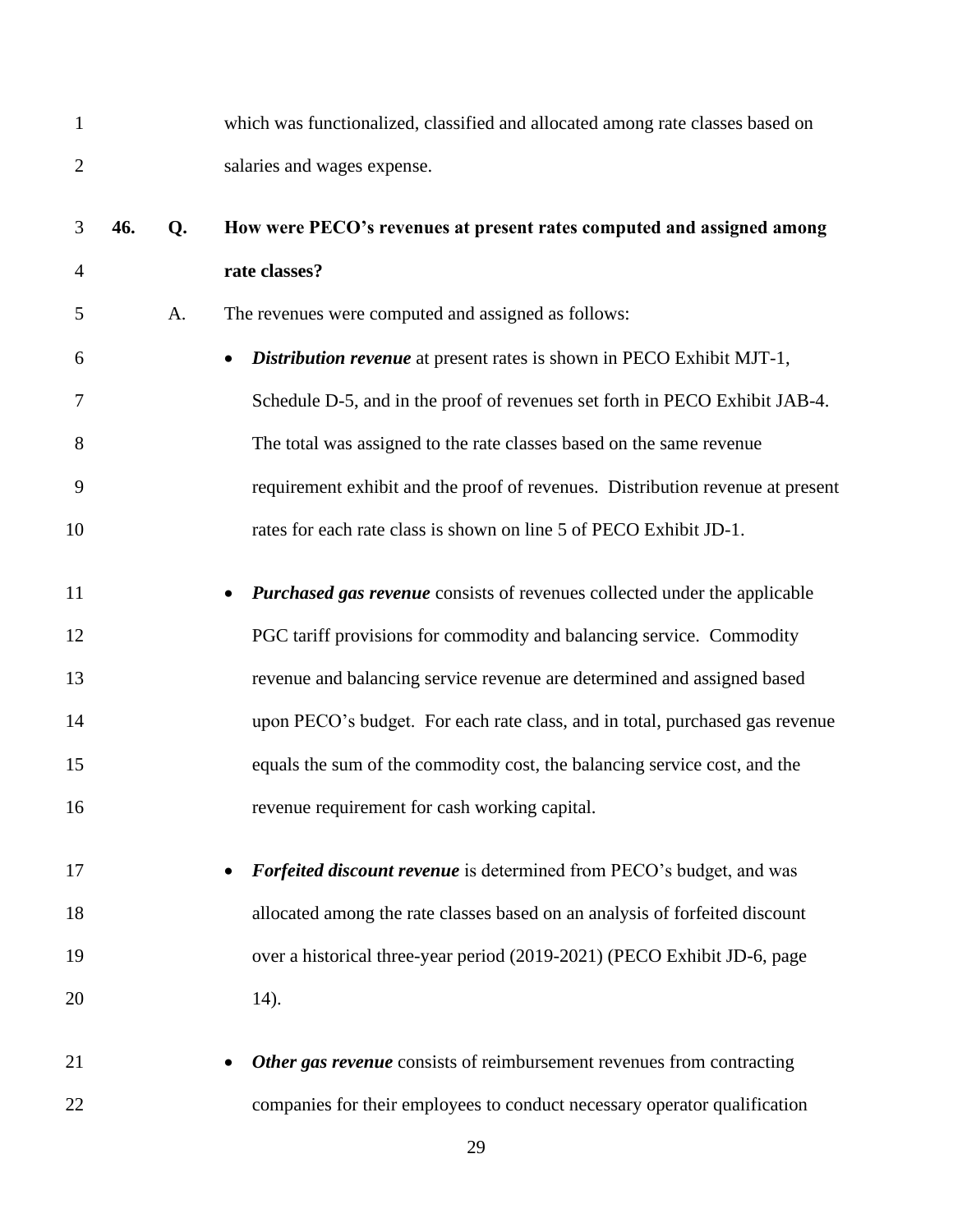which was functionalized, classified and allocated among rate classes based on salaries and wages expense.

**46. Q. How were PECO's revenues at present rates computed and assigned among rate classes?**

A. The revenues were computed and assigned as follows:

- ***Distribution revenue*** at present rates is shown in PECO Exhibit MJT-1, Schedule D-5, and in the proof of revenues set forth in PECO Exhibit JAB-4. The total was assigned to the rate classes based on the same revenue requirement exhibit and the proof of revenues. Distribution revenue at present rates for each rate class is shown on line 5 of PECO Exhibit JD-1.

- ***Purchased gas revenue*** consists of revenues collected under the applicable PGC tariff provisions for commodity and balancing service. Commodity revenue and balancing service revenue are determined and assigned based upon PECO's budget. For each rate class, and in total, purchased gas revenue equals the sum of the commodity cost, the balancing service cost, and the revenue requirement for cash working capital.

- ***Forfeited discount revenue*** is determined from PECO's budget, and was allocated among the rate classes based on an analysis of forfeited discount over a historical three-year period (2019-2021) (PECO Exhibit JD-6, page 14).

- ***Other gas revenue*** consists of reimbursement revenues from contracting companies for their employees to conduct necessary operator qualification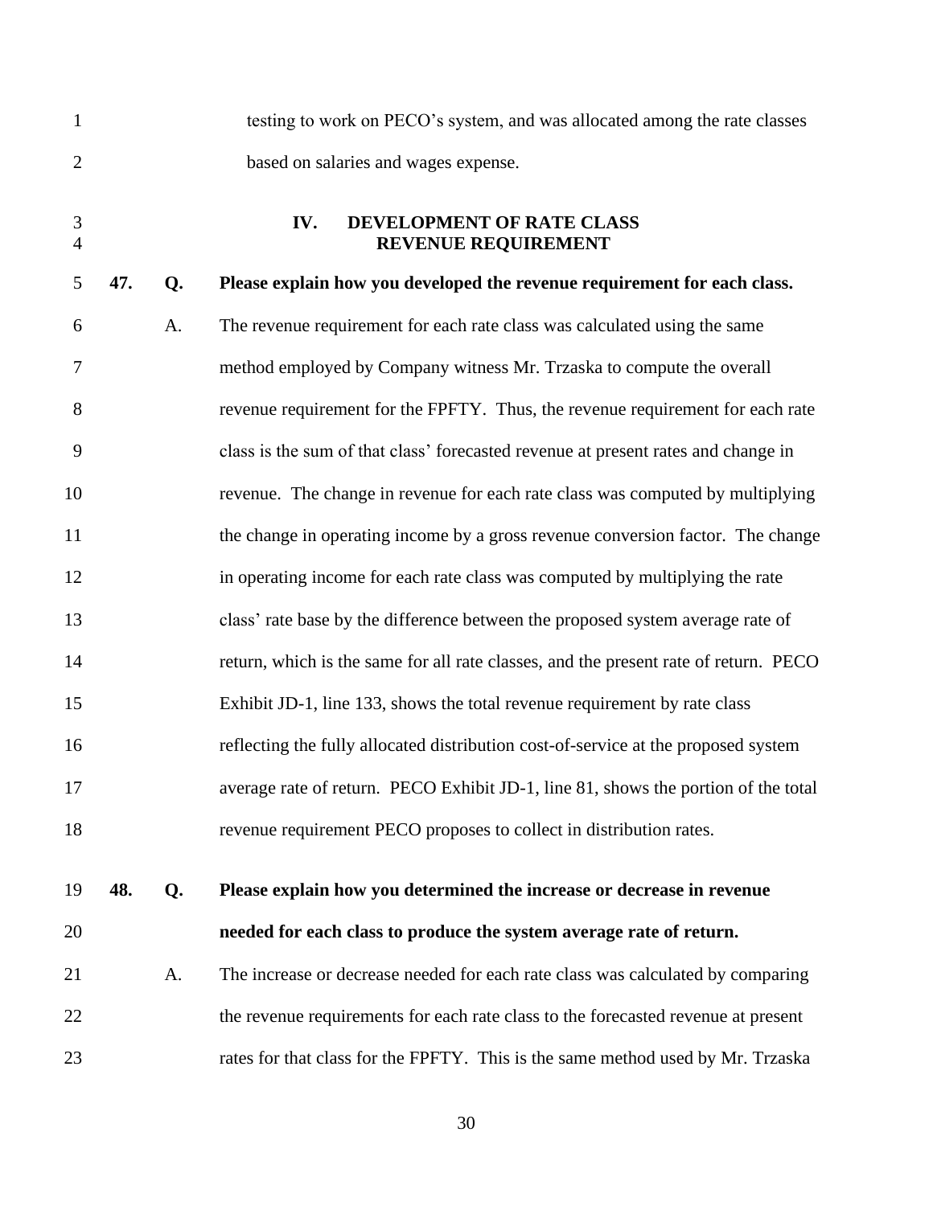testing to work on PECO's system, and was allocated among the rate classes based on salaries and wages expense.

## IV. DEVELOPMENT OF RATE CLASS REVENUE REQUIREMENT

**47. Q. Please explain how you developed the revenue requirement for each class.**

A. The revenue requirement for each rate class was calculated using the same method employed by Company witness Mr. Trzaska to compute the overall revenue requirement for the FPFTY. Thus, the revenue requirement for each rate class is the sum of that class' forecasted revenue at present rates and change in revenue. The change in revenue for each rate class was computed by multiplying the change in operating income by a gross revenue conversion factor. The change in operating income for each rate class was computed by multiplying the rate class' rate base by the difference between the proposed system average rate of return, which is the same for all rate classes, and the present rate of return. PECO Exhibit JD-1, line 133, shows the total revenue requirement by rate class reflecting the fully allocated distribution cost-of-service at the proposed system average rate of return. PECO Exhibit JD-1, line 81, shows the portion of the total revenue requirement PECO proposes to collect in distribution rates.

**48. Q. Please explain how you determined the increase or decrease in revenue needed for each class to produce the system average rate of return.**

A. The increase or decrease needed for each rate class was calculated by comparing the revenue requirements for each rate class to the forecasted revenue at present rates for that class for the FPFTY. This is the same method used by Mr. Trzaska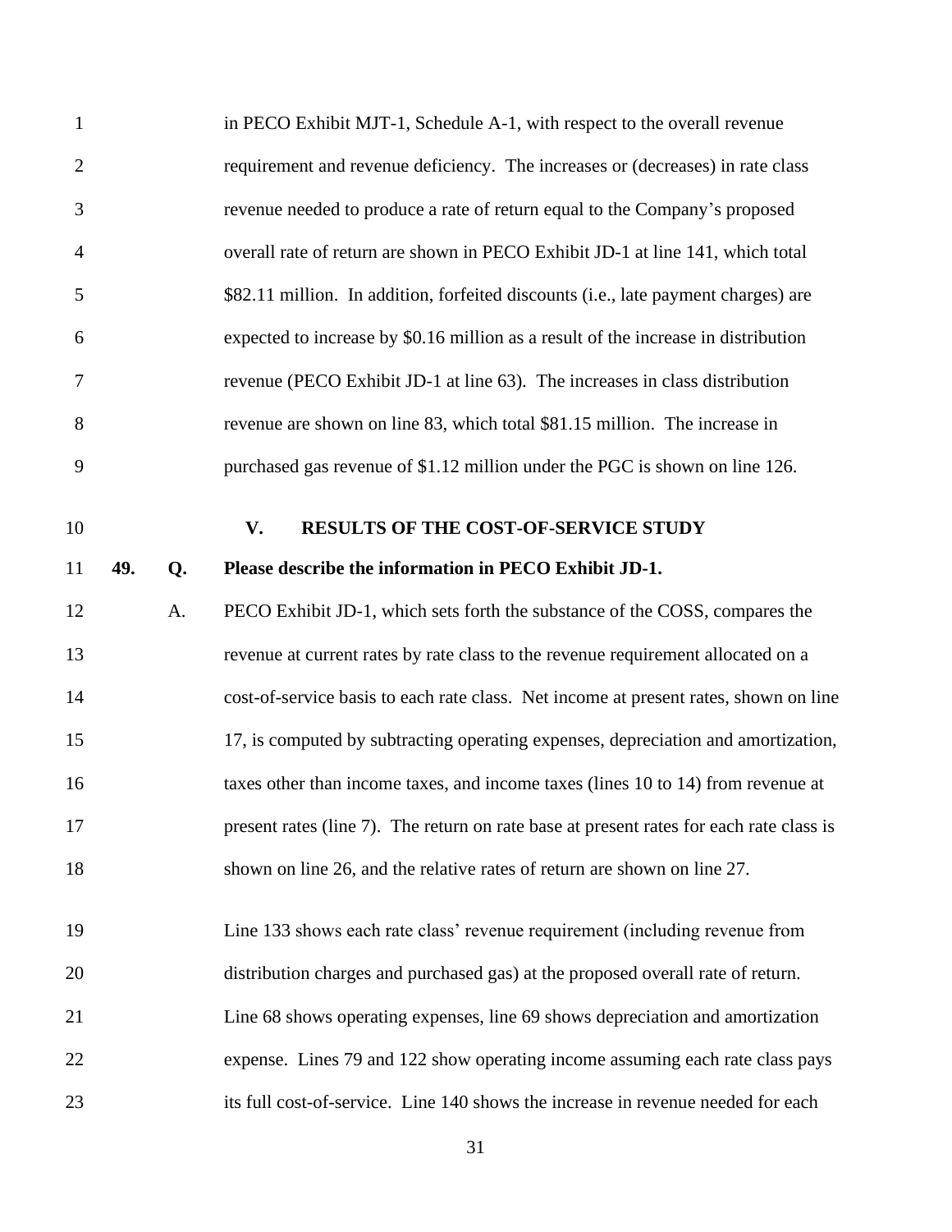in PECO Exhibit MJT-1, Schedule A-1, with respect to the overall revenue requirement and revenue deficiency. The increases or (decreases) in rate class revenue needed to produce a rate of return equal to the Company's proposed overall rate of return are shown in PECO Exhibit JD-1 at line 141, which total \$82.11 million. In addition, forfeited discounts (i.e., late payment charges) are expected to increase by \$0.16 million as a result of the increase in distribution revenue (PECO Exhibit JD-1 at line 63). The increases in class distribution revenue are shown on line 83, which total \$81.15 million. The increase in purchased gas revenue of \$1.12 million under the PGC is shown on line 126.

## V. RESULTS OF THE COST-OF-SERVICE STUDY

**49. Q. Please describe the information in PECO Exhibit JD-1.**

A. PECO Exhibit JD-1, which sets forth the substance of the COSS, compares the revenue at current rates by rate class to the revenue requirement allocated on a cost-of-service basis to each rate class. Net income at present rates, shown on line 17, is computed by subtracting operating expenses, depreciation and amortization, taxes other than income taxes, and income taxes (lines 10 to 14) from revenue at present rates (line 7). The return on rate base at present rates for each rate class is shown on line 26, and the relative rates of return are shown on line 27.

Line 133 shows each rate class' revenue requirement (including revenue from distribution charges and purchased gas) at the proposed overall rate of return. Line 68 shows operating expenses, line 69 shows depreciation and amortization expense. Lines 79 and 122 show operating income assuming each rate class pays its full cost-of-service. Line 140 shows the increase in revenue needed for each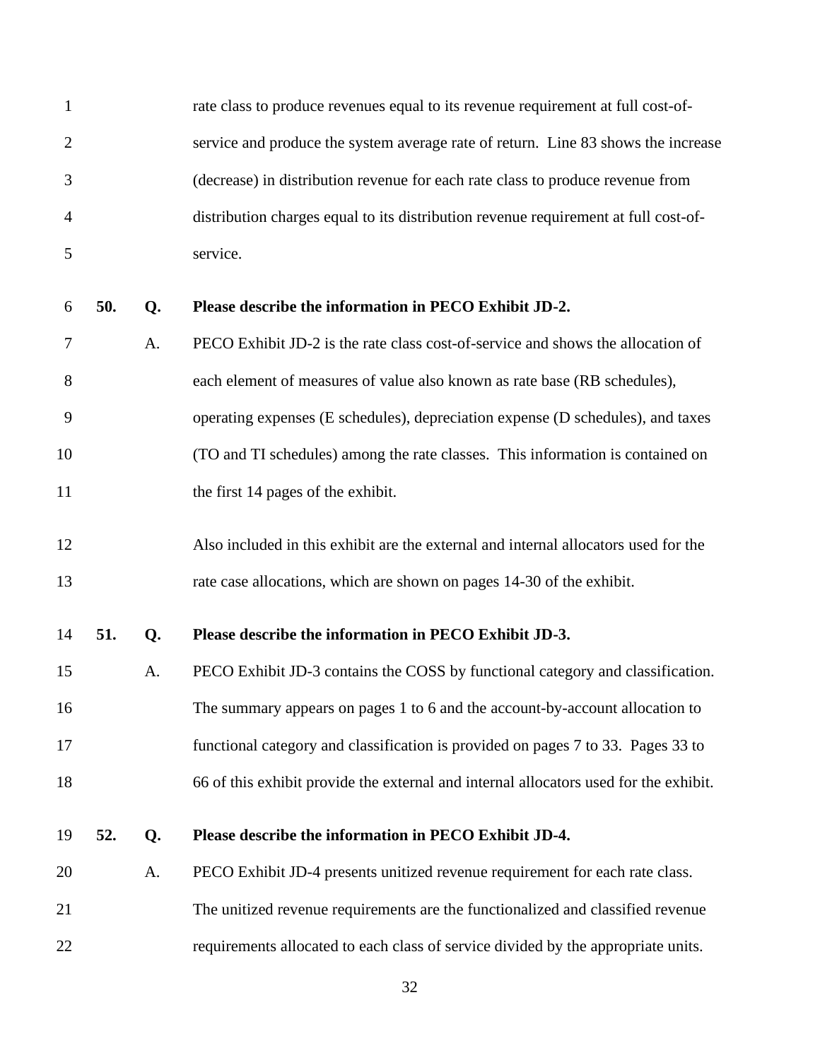rate class to produce revenues equal to its revenue requirement at full cost-of-service and produce the system average rate of return. Line 83 shows the increase (decrease) in distribution revenue for each rate class to produce revenue from distribution charges equal to its distribution revenue requirement at full cost-of-service.

**50. Q. Please describe the information in PECO Exhibit JD-2.**

A. PECO Exhibit JD-2 is the rate class cost-of-service and shows the allocation of each element of measures of value also known as rate base (RB schedules), operating expenses (E schedules), depreciation expense (D schedules), and taxes (TO and TI schedules) among the rate classes. This information is contained on the first 14 pages of the exhibit.

Also included in this exhibit are the external and internal allocators used for the rate case allocations, which are shown on pages 14-30 of the exhibit.

**51. Q. Please describe the information in PECO Exhibit JD-3.**

A. PECO Exhibit JD-3 contains the COSS by functional category and classification. The summary appears on pages 1 to 6 and the account-by-account allocation to functional category and classification is provided on pages 7 to 33. Pages 33 to 66 of this exhibit provide the external and internal allocators used for the exhibit.

**52. Q. Please describe the information in PECO Exhibit JD-4.**

A. PECO Exhibit JD-4 presents unitized revenue requirement for each rate class. The unitized revenue requirements are the functionalized and classified revenue requirements allocated to each class of service divided by the appropriate units.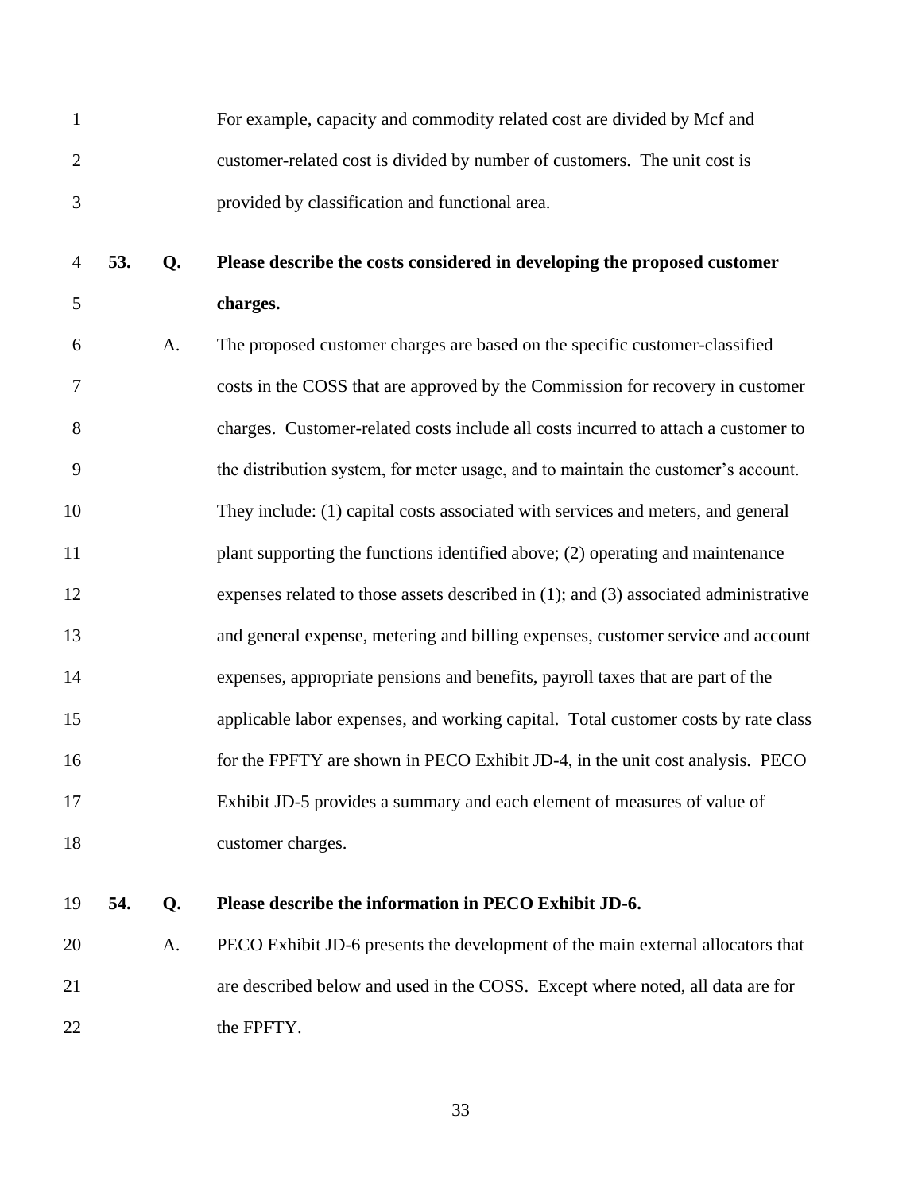For example, capacity and commodity related cost are divided by Mcf and customer-related cost is divided by number of customers. The unit cost is provided by classification and functional area.

**53. Q. Please describe the costs considered in developing the proposed customer charges.**

A. The proposed customer charges are based on the specific customer-classified costs in the COSS that are approved by the Commission for recovery in customer charges. Customer-related costs include all costs incurred to attach a customer to the distribution system, for meter usage, and to maintain the customer's account. They include: (1) capital costs associated with services and meters, and general plant supporting the functions identified above; (2) operating and maintenance expenses related to those assets described in (1); and (3) associated administrative and general expense, metering and billing expenses, customer service and account expenses, appropriate pensions and benefits, payroll taxes that are part of the applicable labor expenses, and working capital. Total customer costs by rate class for the FPFTY are shown in PECO Exhibit JD-4, in the unit cost analysis. PECO Exhibit JD-5 provides a summary and each element of measures of value of customer charges.

**54. Q. Please describe the information in PECO Exhibit JD-6.**

A. PECO Exhibit JD-6 presents the development of the main external allocators that are described below and used in the COSS. Except where noted, all data are for the FPFTY.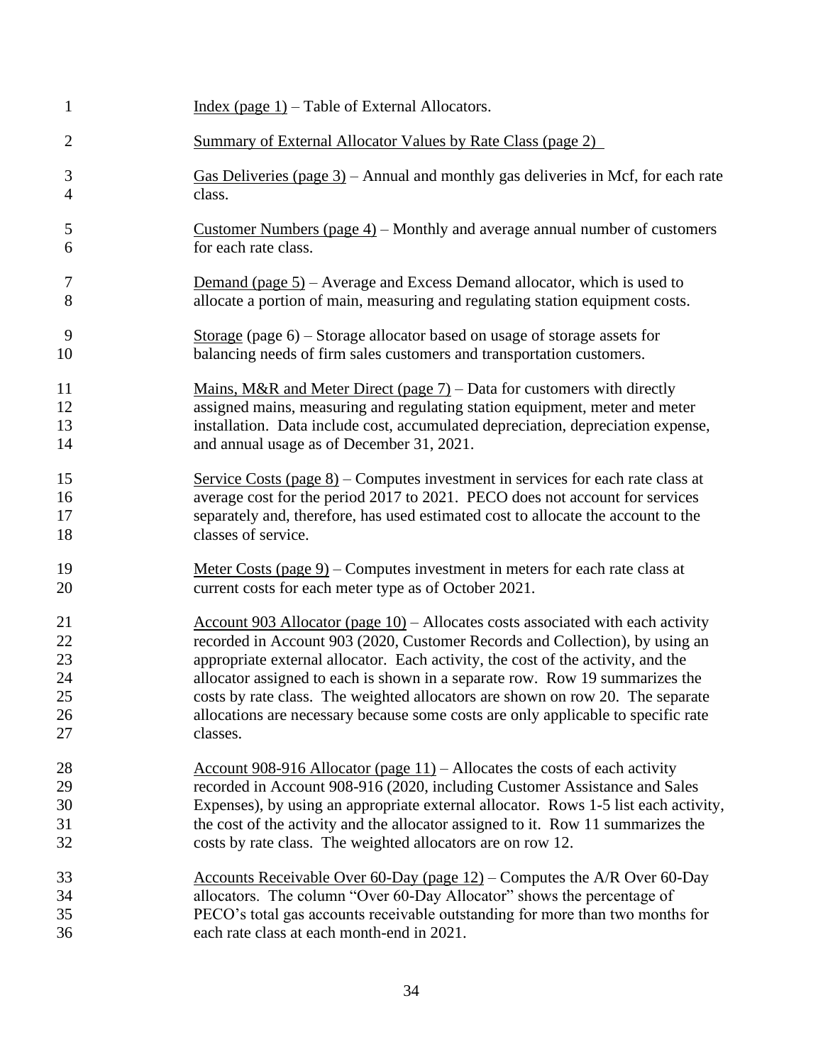Index (page 1) – Table of External Allocators.

Summary of External Allocator Values by Rate Class (page 2)

Gas Deliveries (page 3) – Annual and monthly gas deliveries in Mcf, for each rate class.

Customer Numbers (page 4) – Monthly and average annual number of customers for each rate class.

Demand (page 5) – Average and Excess Demand allocator, which is used to allocate a portion of main, measuring and regulating station equipment costs.

Storage (page 6) – Storage allocator based on usage of storage assets for balancing needs of firm sales customers and transportation customers.

Mains, M&R and Meter Direct (page 7) – Data for customers with directly assigned mains, measuring and regulating station equipment, meter and meter installation. Data include cost, accumulated depreciation, depreciation expense, and annual usage as of December 31, 2021.

Service Costs (page 8) – Computes investment in services for each rate class at average cost for the period 2017 to 2021. PECO does not account for services separately and, therefore, has used estimated cost to allocate the account to the classes of service.

Meter Costs (page 9) – Computes investment in meters for each rate class at current costs for each meter type as of October 2021.

Account 903 Allocator (page 10) – Allocates costs associated with each activity recorded in Account 903 (2020, Customer Records and Collection), by using an appropriate external allocator. Each activity, the cost of the activity, and the allocator assigned to each is shown in a separate row. Row 19 summarizes the costs by rate class. The weighted allocators are shown on row 20. The separate allocations are necessary because some costs are only applicable to specific rate classes.

Account 908-916 Allocator (page 11) – Allocates the costs of each activity recorded in Account 908-916 (2020, including Customer Assistance and Sales Expenses), by using an appropriate external allocator. Rows 1-5 list each activity, the cost of the activity and the allocator assigned to it. Row 11 summarizes the costs by rate class. The weighted allocators are on row 12.

Accounts Receivable Over 60-Day (page 12) – Computes the A/R Over 60-Day allocators. The column "Over 60-Day Allocator" shows the percentage of PECO's total gas accounts receivable outstanding for more than two months for each rate class at each month-end in 2021.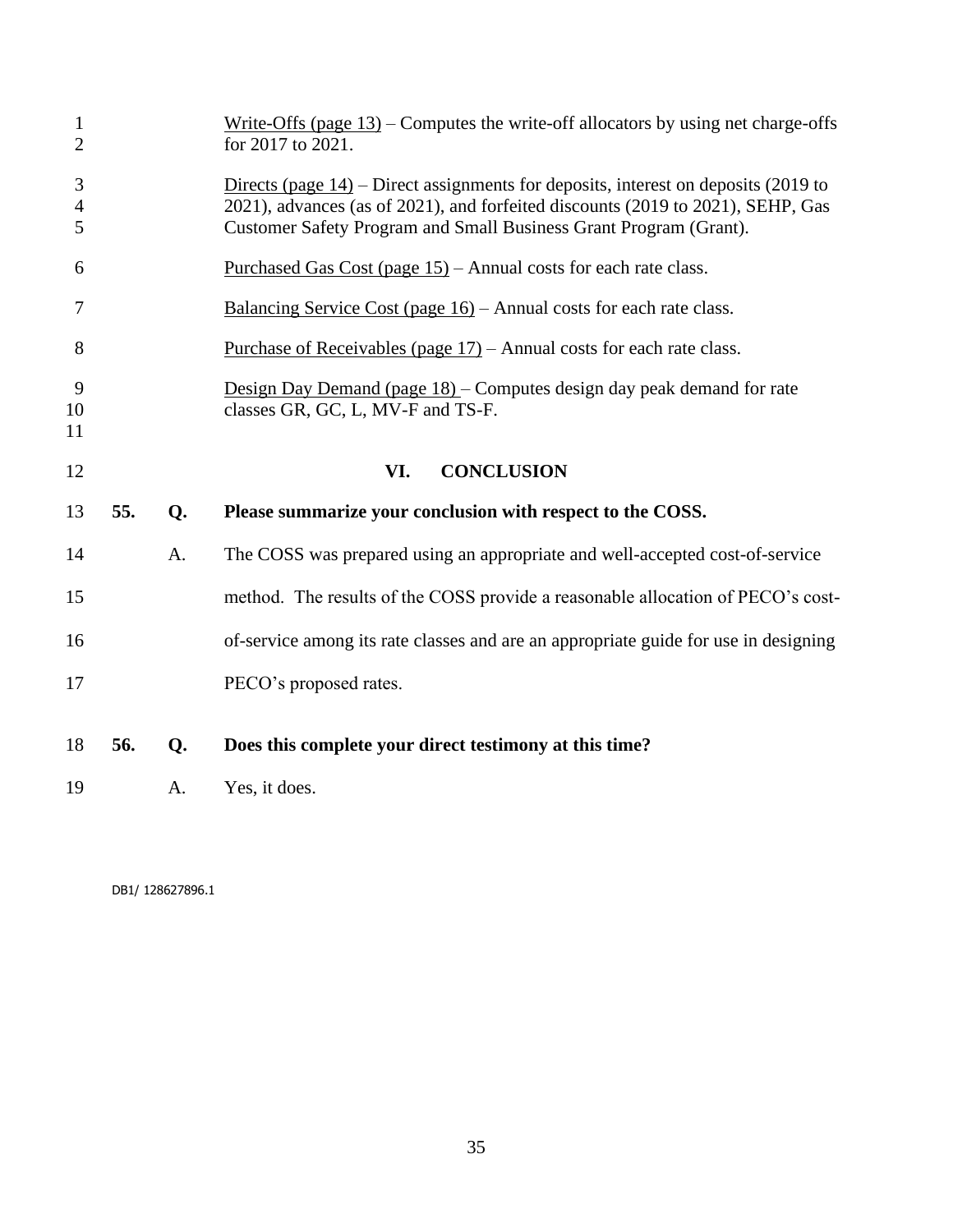Write-Offs (page 13) – Computes the write-off allocators by using net charge-offs for 2017 to 2021.

Directs (page 14) – Direct assignments for deposits, interest on deposits (2019 to 2021), advances (as of 2021), and forfeited discounts (2019 to 2021), SEHP, Gas Customer Safety Program and Small Business Grant Program (Grant).

Purchased Gas Cost (page 15) – Annual costs for each rate class.

Balancing Service Cost (page 16) – Annual costs for each rate class.

Purchase of Receivables (page 17) – Annual costs for each rate class.

Design Day Demand (page 18) – Computes design day peak demand for rate classes GR, GC, L, MV-F and TS-F.

## VI. CONCLUSION

**55. Q. Please summarize your conclusion with respect to the COSS.**

A. The COSS was prepared using an appropriate and well-accepted cost-of-service method. The results of the COSS provide a reasonable allocation of PECO's cost-of-service among its rate classes and are an appropriate guide for use in designing PECO's proposed rates.

**56. Q. Does this complete your direct testimony at this time?**

A. Yes, it does.

DB1/ 128627896.1